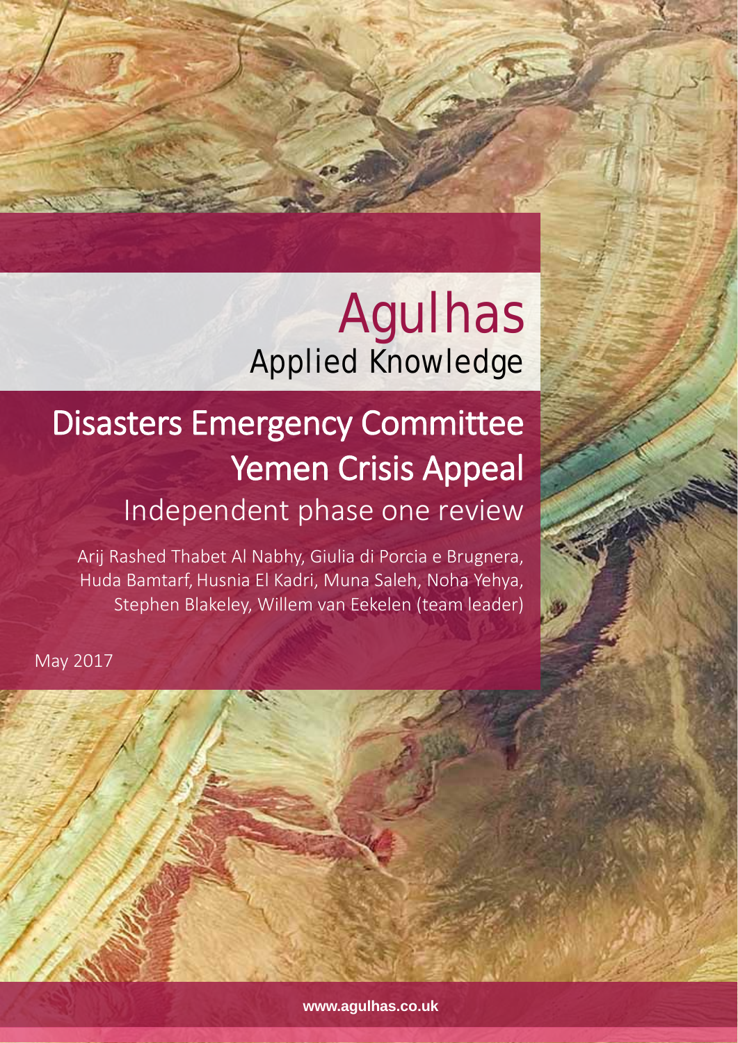Agulhas

Applied Knowledge

# Disasters Emergency Committee Yemen Crisis Appeal

## Independent phase one review

Arij Rashed Thabet Al Nabhy, Giulia di Porcia e Brugnera, Huda Bamtarf, Husnia El Kadri, Muna Saleh, Noha Yehya, Stephen Blakeley, Willem van Eekelen (team leader)

May 2017

www.agulhas.co.uk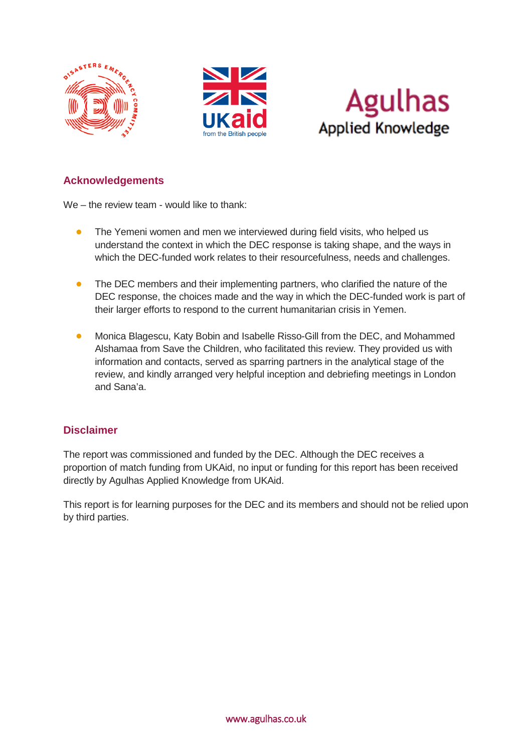## Acknowledgements

We – the review team - would like to thank:

- The Yemeni women and men we interviewed during field visits, who helped us understand the context in which the DEC response is taking shape, and the ways in which the DEC-funded work relates to their resourcefulness, needs and challenges.

- The DEC members and their implementing partners, who clarified the nature of the DEC response, the choices made and the way in which the DEC-funded work is part of their larger efforts to respond to the current humanitarian crisis in Yemen.

- Monica Blagescu, Katy Bobin and Isabelle Risso-Gill from the DEC, and Mohammed Alshamaa from Save the Children, who facilitated this review. They provided us with information and contacts, served as sparring partners in the analytical stage of the review, and kindly arranged very helpful inception and debriefing meetings in London and Sana'a.

## Disclaimer

The report was commissioned and funded by the DEC. Although the DEC receives a proportion of match funding from UKAid, no input or funding for this report has been received directly by Agulhas Applied Knowledge from UKAid.

This report is for learning purposes for the DEC and its members and should not be relied upon by third parties.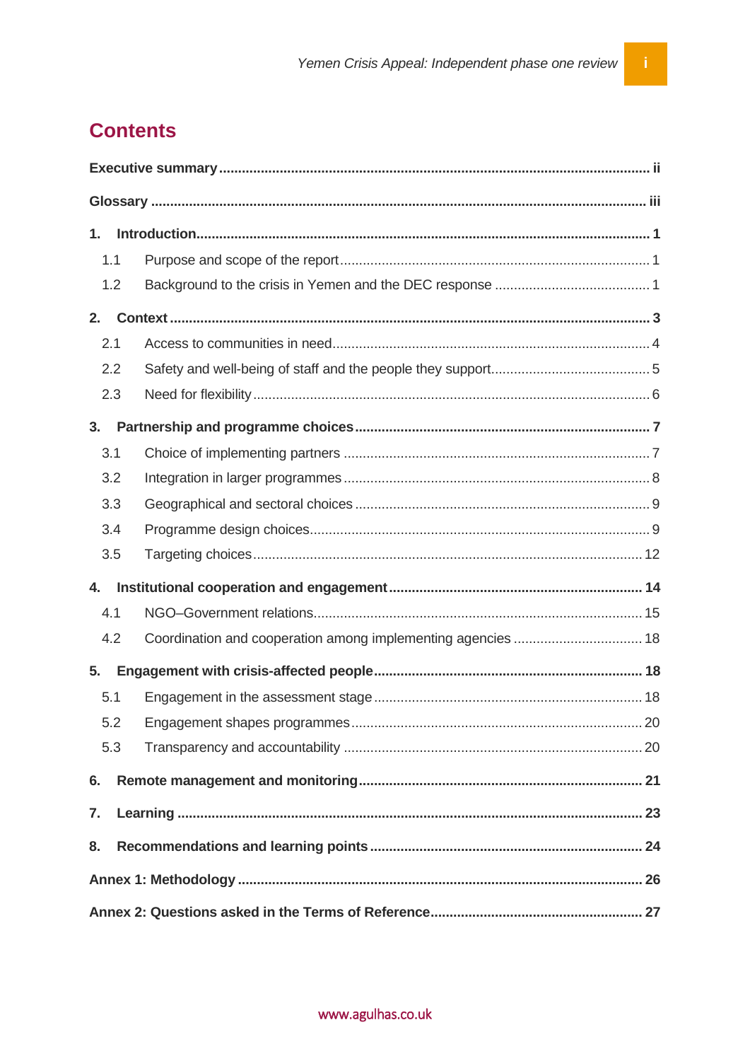# Contents

**Executive summary** ..... ii

**Glossary** ..... iii

**1. Introduction** ..... 1

- 1.1 Purpose and scope of the report ..... 1
- 1.2 Background to the crisis in Yemen and the DEC response ..... 1

**2. Context** ..... 3

- 2.1 Access to communities in need ..... 4
- 2.2 Safety and well-being of staff and the people they support ..... 5
- 2.3 Need for flexibility ..... 6

**3. Partnership and programme choices** ..... 7

- 3.1 Choice of implementing partners ..... 7
- 3.2 Integration in larger programmes ..... 8
- 3.3 Geographical and sectoral choices ..... 9
- 3.4 Programme design choices ..... 9
- 3.5 Targeting choices ..... 12

**4. Institutional cooperation and engagement** ..... 14

- 4.1 NGO–Government relations ..... 15
- 4.2 Coordination and cooperation among implementing agencies ..... 18

**5. Engagement with crisis-affected people** ..... 18

- 5.1 Engagement in the assessment stage ..... 18
- 5.2 Engagement shapes programmes ..... 20
- 5.3 Transparency and accountability ..... 20

**6. Remote management and monitoring** ..... 21

**7. Learning** ..... 23

**8. Recommendations and learning points** ..... 24

**Annex 1: Methodology** ..... 26

**Annex 2: Questions asked in the Terms of Reference** ..... 27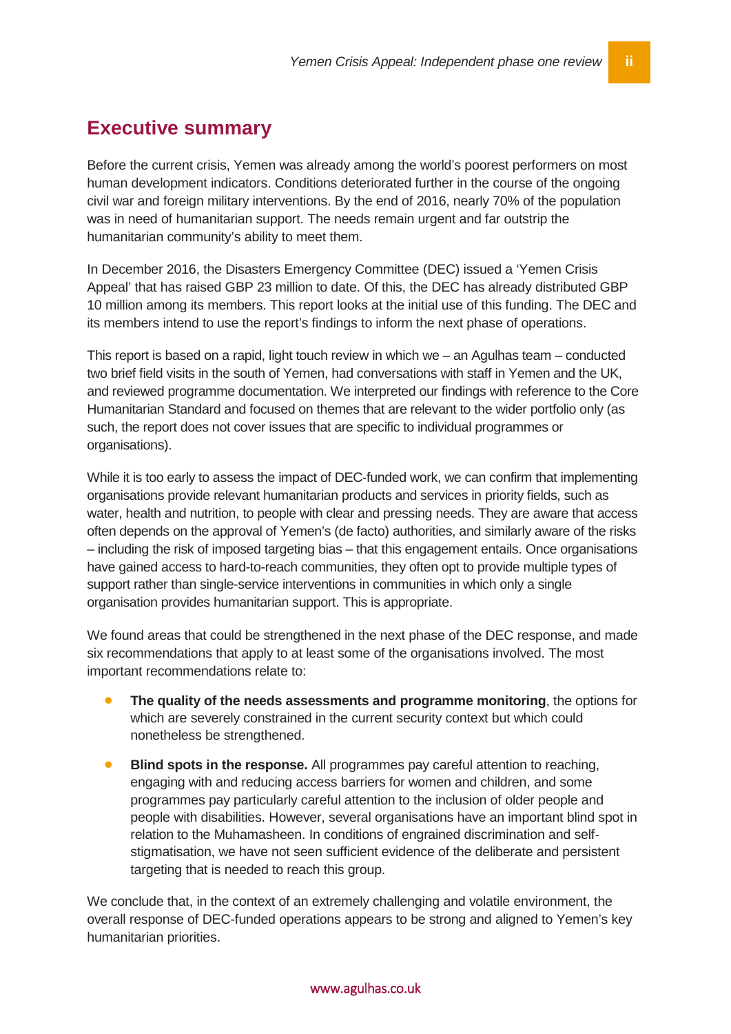## Executive summary

Before the current crisis, Yemen was already among the world's poorest performers on most human development indicators. Conditions deteriorated further in the course of the ongoing civil war and foreign military interventions. By the end of 2016, nearly 70% of the population was in need of humanitarian support. The needs remain urgent and far outstrip the humanitarian community's ability to meet them.

In December 2016, the Disasters Emergency Committee (DEC) issued a 'Yemen Crisis Appeal' that has raised GBP 23 million to date. Of this, the DEC has already distributed GBP 10 million among its members. This report looks at the initial use of this funding. The DEC and its members intend to use the report's findings to inform the next phase of operations.

This report is based on a rapid, light touch review in which we – an Agulhas team – conducted two brief field visits in the south of Yemen, had conversations with staff in Yemen and the UK, and reviewed programme documentation. We interpreted our findings with reference to the Core Humanitarian Standard and focused on themes that are relevant to the wider portfolio only (as such, the report does not cover issues that are specific to individual programmes or organisations).

While it is too early to assess the impact of DEC-funded work, we can confirm that implementing organisations provide relevant humanitarian products and services in priority fields, such as water, health and nutrition, to people with clear and pressing needs. They are aware that access often depends on the approval of Yemen's (de facto) authorities, and similarly aware of the risks – including the risk of imposed targeting bias – that this engagement entails. Once organisations have gained access to hard-to-reach communities, they often opt to provide multiple types of support rather than single-service interventions in communities in which only a single organisation provides humanitarian support. This is appropriate.

We found areas that could be strengthened in the next phase of the DEC response, and made six recommendations that apply to at least some of the organisations involved. The most important recommendations relate to:

- **The quality of the needs assessments and programme monitoring**, the options for which are severely constrained in the current security context but which could nonetheless be strengthened.
- **Blind spots in the response.** All programmes pay careful attention to reaching, engaging with and reducing access barriers for women and children, and some programmes pay particularly careful attention to the inclusion of older people and people with disabilities. However, several organisations have an important blind spot in relation to the Muhamasheen. In conditions of engrained discrimination and self-stigmatisation, we have not seen sufficient evidence of the deliberate and persistent targeting that is needed to reach this group.

We conclude that, in the context of an extremely challenging and volatile environment, the overall response of DEC-funded operations appears to be strong and aligned to Yemen's key humanitarian priorities.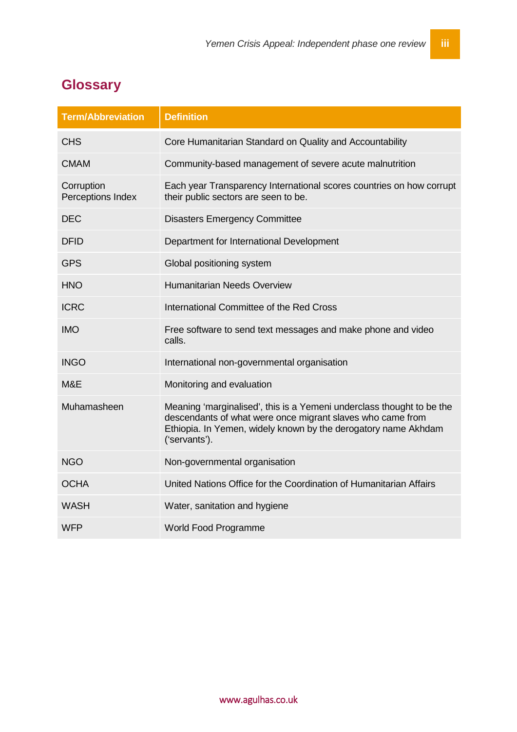## Glossary

| Term/Abbreviation | Definition |
|---|---|
| CHS | Core Humanitarian Standard on Quality and Accountability |
| CMAM | Community-based management of severe acute malnutrition |
| Corruption Perceptions Index | Each year Transparency International scores countries on how corrupt their public sectors are seen to be. |
| DEC | Disasters Emergency Committee |
| DFID | Department for International Development |
| GPS | Global positioning system |
| HNO | Humanitarian Needs Overview |
| ICRC | International Committee of the Red Cross |
| IMO | Free software to send text messages and make phone and video calls. |
| INGO | International non-governmental organisation |
| M&E | Monitoring and evaluation |
| Muhamasheen | Meaning 'marginalised', this is a Yemeni underclass thought to be the descendants of what were once migrant slaves who came from Ethiopia. In Yemen, widely known by the derogatory name Akhdam ('servants'). |
| NGO | Non-governmental organisation |
| OCHA | United Nations Office for the Coordination of Humanitarian Affairs |
| WASH | Water, sanitation and hygiene |
| WFP | World Food Programme |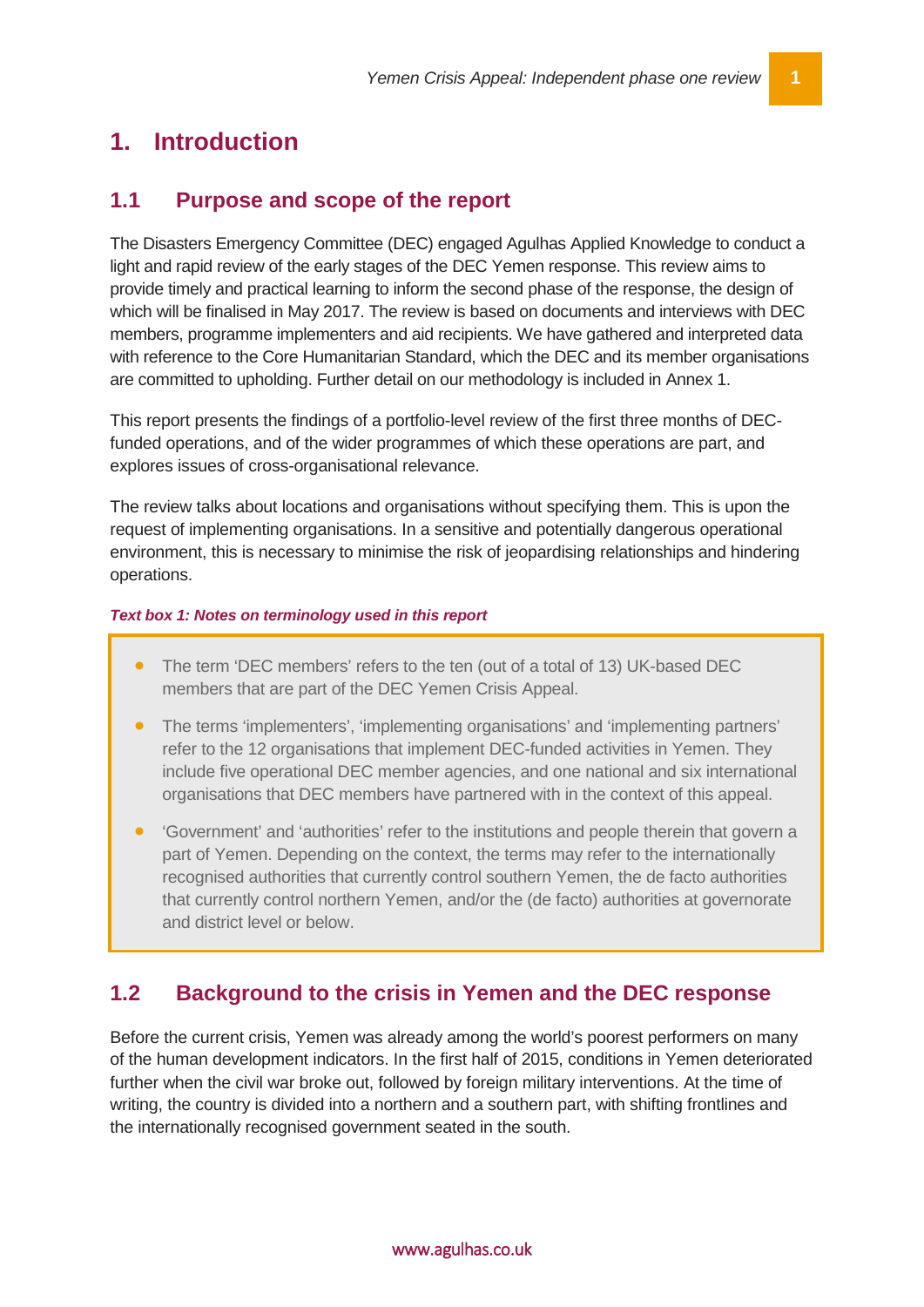# 1. Introduction

## 1.1 Purpose and scope of the report

The Disasters Emergency Committee (DEC) engaged Agulhas Applied Knowledge to conduct a light and rapid review of the early stages of the DEC Yemen response. This review aims to provide timely and practical learning to inform the second phase of the response, the design of which will be finalised in May 2017. The review is based on documents and interviews with DEC members, programme implementers and aid recipients. We have gathered and interpreted data with reference to the Core Humanitarian Standard, which the DEC and its member organisations are committed to upholding. Further detail on our methodology is included in Annex 1.

This report presents the findings of a portfolio-level review of the first three months of DEC-funded operations, and of the wider programmes of which these operations are part, and explores issues of cross-organisational relevance.

The review talks about locations and organisations without specifying them. This is upon the request of implementing organisations. In a sensitive and potentially dangerous operational environment, this is necessary to minimise the risk of jeopardising relationships and hindering operations.

***Text box 1: Notes on terminology used in this report***

- The term 'DEC members' refers to the ten (out of a total of 13) UK-based DEC members that are part of the DEC Yemen Crisis Appeal.
- The terms 'implementers', 'implementing organisations' and 'implementing partners' refer to the 12 organisations that implement DEC-funded activities in Yemen. They include five operational DEC member agencies, and one national and six international organisations that DEC members have partnered with in the context of this appeal.
- 'Government' and 'authorities' refer to the institutions and people therein that govern a part of Yemen. Depending on the context, the terms may refer to the internationally recognised authorities that currently control southern Yemen, the de facto authorities that currently control northern Yemen, and/or the (de facto) authorities at governorate and district level or below.

## 1.2 Background to the crisis in Yemen and the DEC response

Before the current crisis, Yemen was already among the world's poorest performers on many of the human development indicators. In the first half of 2015, conditions in Yemen deteriorated further when the civil war broke out, followed by foreign military interventions. At the time of writing, the country is divided into a northern and a southern part, with shifting frontlines and the internationally recognised government seated in the south.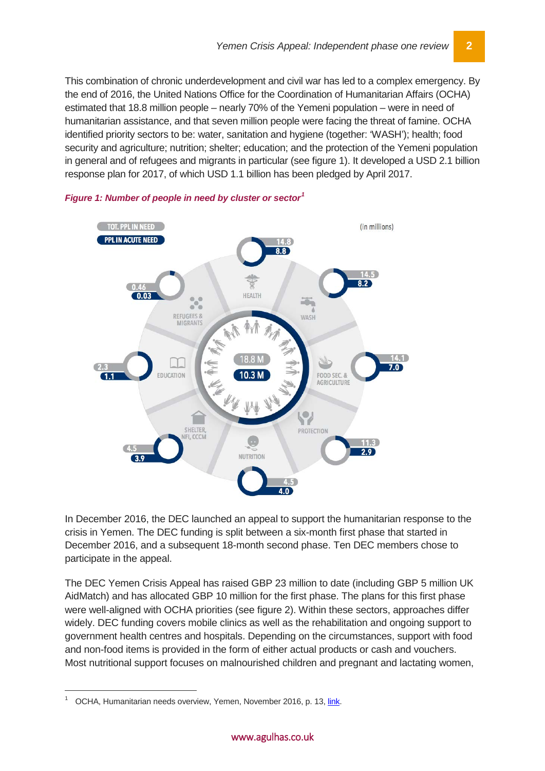This combination of chronic underdevelopment and civil war has led to a complex emergency. By the end of 2016, the United Nations Office for the Coordination of Humanitarian Affairs (OCHA) estimated that 18.8 million people – nearly 70% of the Yemeni population – were in need of humanitarian assistance, and that seven million people were facing the threat of famine. OCHA identified priority sectors to be: water, sanitation and hygiene (together: 'WASH'); health; food security and agriculture; nutrition; shelter; education; and the protection of the Yemeni population in general and of refugees and migrants in particular (see figure 1). It developed a USD 2.1 billion response plan for 2017, of which USD 1.1 billion has been pledged by April 2017.

***Figure 1: Number of people in need by cluster or sector***[1]

TOT. PPL IN NEED

PPL IN ACUTE NEED

(in millions)

| Cluster or sector | Tot. ppl in need | Ppl in acute need |
|---|---|---|
| Total | 18.8 M | 10.3 M |
| Health | 14.8 | 8.8 |
| WASH | 14.5 | 8.2 |
| Food Sec. & Agriculture | 14.1 | 7.0 |
| Protection | 11.3 | 2.9 |
| Nutrition | 4.5 | 4.0 |
| Shelter, NFI, CCCM | 4.5 | 3.9 |
| Education | 2.3 | 1.1 |
| Refugees & Migrants | 0.46 | 0.03 |

In December 2016, the DEC launched an appeal to support the humanitarian response to the crisis in Yemen. The DEC funding is split between a six-month first phase that started in December 2016, and a subsequent 18-month second phase. Ten DEC members chose to participate in the appeal.

The DEC Yemen Crisis Appeal has raised GBP 23 million to date (including GBP 5 million UK AidMatch) and has allocated GBP 10 million for the first phase. The plans for this first phase were well-aligned with OCHA priorities (see figure 2). Within these sectors, approaches differ widely. DEC funding covers mobile clinics as well as the rehabilitation and ongoing support to government health centres and hospitals. Depending on the circumstances, support with food and non-food items is provided in the form of either actual products or cash and vouchers. Most nutritional support focuses on malnourished children and pregnant and lactating women,

---

[1] OCHA, Humanitarian needs overview, Yemen, November 2016, p. 13, link.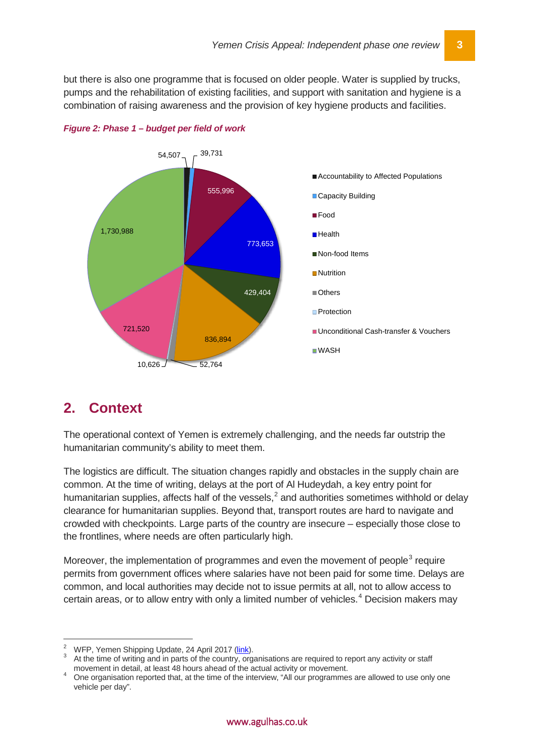but there is also one programme that is focused on older people. Water is supplied by trucks, pumps and the rehabilitation of existing facilities, and support with sanitation and hygiene is a combination of raising awareness and the provision of key hygiene products and facilities.

***Figure 2: Phase 1 – budget per field of work***

| Field of work | Budget |
| --- | --- |
| Accountability to Affected Populations | 54,507 |
| Capacity Building | 39,731 |
| Food | 555,996 |
| Health | 773,653 |
| Non-food Items | 429,404 |
| Nutrition | 836,894 |
| Others | 52,764 |
| Protection | 10,626 |
| Unconditional Cash-transfer & Vouchers | 721,520 |
| WASH | 1,730,988 |

## 2. Context

The operational context of Yemen is extremely challenging, and the needs far outstrip the humanitarian community's ability to meet them.

The logistics are difficult. The situation changes rapidly and obstacles in the supply chain are common. At the time of writing, delays at the port of Al Hudeydah, a key entry point for humanitarian supplies, affects half of the vessels,[2] and authorities sometimes withhold or delay clearance for humanitarian supplies. Beyond that, transport routes are hard to navigate and crowded with checkpoints. Large parts of the country are insecure – especially those close to the frontlines, where needs are often particularly high.

Moreover, the implementation of programmes and even the movement of people[3] require permits from government offices where salaries have not been paid for some time. Delays are common, and local authorities may decide not to issue permits at all, not to allow access to certain areas, or to allow entry with only a limited number of vehicles.[4] Decision makers may

---

[2] WFP, Yemen Shipping Update, 24 April 2017 (link).

[3] At the time of writing and in parts of the country, organisations are required to report any activity or staff movement in detail, at least 48 hours ahead of the actual activity or movement.

[4] One organisation reported that, at the time of the interview, "All our programmes are allowed to use only one vehicle per day".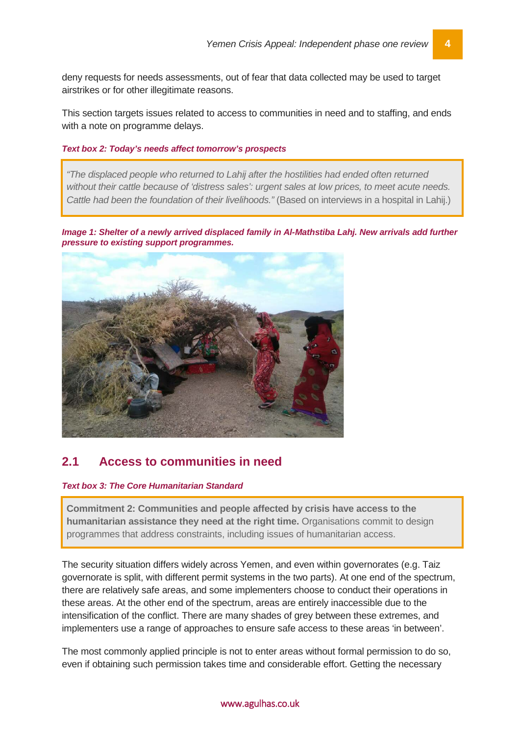deny requests for needs assessments, out of fear that data collected may be used to target airstrikes or for other illegitimate reasons.

This section targets issues related to access to communities in need and to staffing, and ends with a note on programme delays.

***Text box 2: Today's needs affect tomorrow's prospects***

> *"The displaced people who returned to Lahij after the hostilities had ended often returned without their cattle because of 'distress sales': urgent sales at low prices, to meet acute needs. Cattle had been the foundation of their livelihoods."* (Based on interviews in a hospital in Lahij.)

***Image 1: Shelter of a newly arrived displaced family in Al-Mathstiba Lahj. New arrivals add further pressure to existing support programmes.***

## 2.1 Access to communities in need

***Text box 3: The Core Humanitarian Standard***

> **Commitment 2: Communities and people affected by crisis have access to the humanitarian assistance they need at the right time.** Organisations commit to design programmes that address constraints, including issues of humanitarian access.

The security situation differs widely across Yemen, and even within governorates (e.g. Taiz governorate is split, with different permit systems in the two parts). At one end of the spectrum, there are relatively safe areas, and some implementers choose to conduct their operations in these areas. At the other end of the spectrum, areas are entirely inaccessible due to the intensification of the conflict. There are many shades of grey between these extremes, and implementers use a range of approaches to ensure safe access to these areas 'in between'.

The most commonly applied principle is not to enter areas without formal permission to do so, even if obtaining such permission takes time and considerable effort. Getting the necessary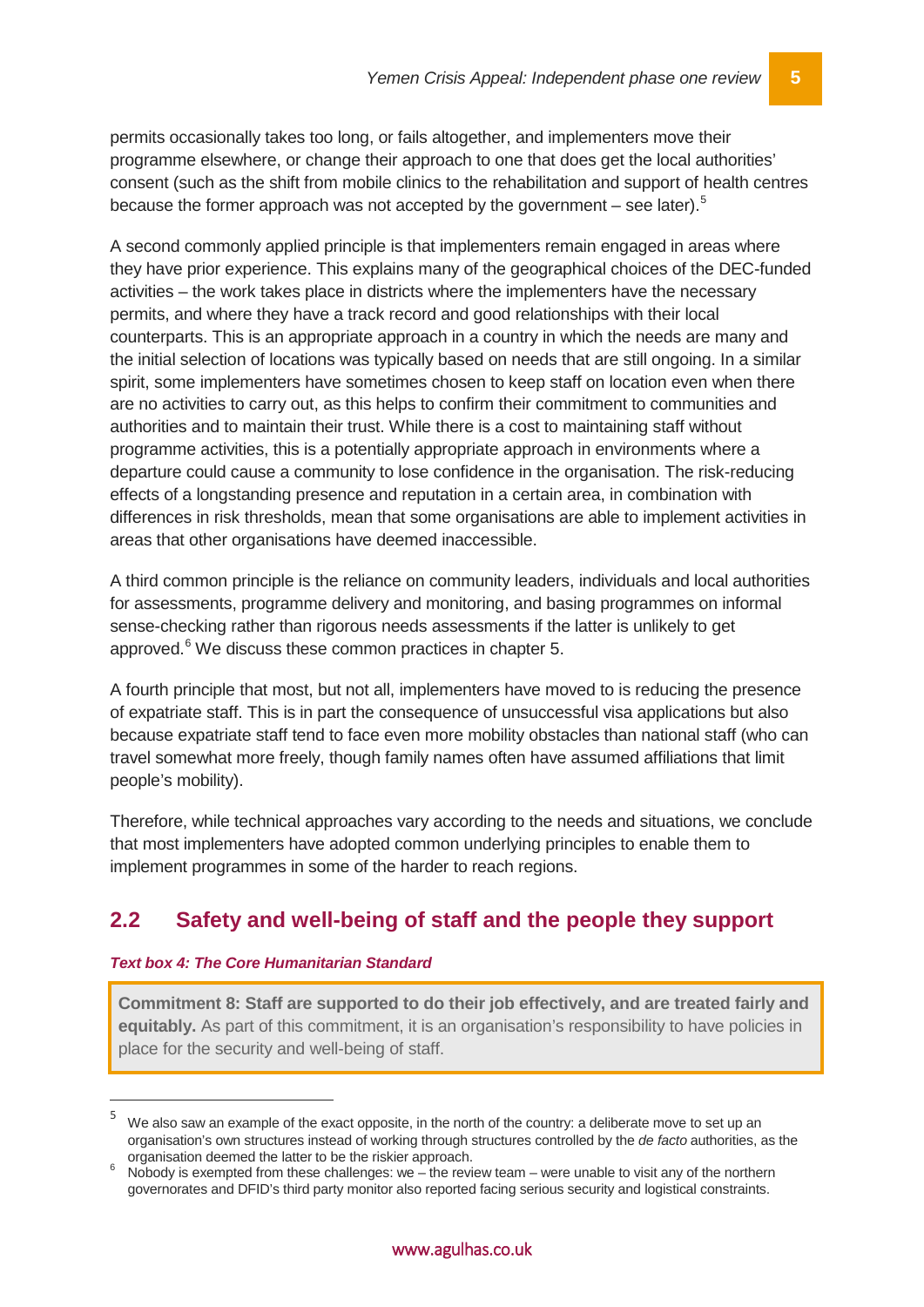permits occasionally takes too long, or fails altogether, and implementers move their programme elsewhere, or change their approach to one that does get the local authorities' consent (such as the shift from mobile clinics to the rehabilitation and support of health centres because the former approach was not accepted by the government – see later).[5]

A second commonly applied principle is that implementers remain engaged in areas where they have prior experience. This explains many of the geographical choices of the DEC-funded activities – the work takes place in districts where the implementers have the necessary permits, and where they have a track record and good relationships with their local counterparts. This is an appropriate approach in a country in which the needs are many and the initial selection of locations was typically based on needs that are still ongoing. In a similar spirit, some implementers have sometimes chosen to keep staff on location even when there are no activities to carry out, as this helps to confirm their commitment to communities and authorities and to maintain their trust. While there is a cost to maintaining staff without programme activities, this is a potentially appropriate approach in environments where a departure could cause a community to lose confidence in the organisation. The risk-reducing effects of a longstanding presence and reputation in a certain area, in combination with differences in risk thresholds, mean that some organisations are able to implement activities in areas that other organisations have deemed inaccessible.

A third common principle is the reliance on community leaders, individuals and local authorities for assessments, programme delivery and monitoring, and basing programmes on informal sense-checking rather than rigorous needs assessments if the latter is unlikely to get approved.[6] We discuss these common practices in chapter 5.

A fourth principle that most, but not all, implementers have moved to is reducing the presence of expatriate staff. This is in part the consequence of unsuccessful visa applications but also because expatriate staff tend to face even more mobility obstacles than national staff (who can travel somewhat more freely, though family names often have assumed affiliations that limit people's mobility).

Therefore, while technical approaches vary according to the needs and situations, we conclude that most implementers have adopted common underlying principles to enable them to implement programmes in some of the harder to reach regions.

## 2.2 Safety and well-being of staff and the people they support

***Text box 4: The Core Humanitarian Standard***

> **Commitment 8: Staff are supported to do their job effectively, and are treated fairly and equitably.** As part of this commitment, it is an organisation's responsibility to have policies in place for the security and well-being of staff.

---

[5] We also saw an example of the exact opposite, in the north of the country: a deliberate move to set up an organisation's own structures instead of working through structures controlled by the *de facto* authorities, as the organisation deemed the latter to be the riskier approach.

[6] Nobody is exempted from these challenges: we – the review team – were unable to visit any of the northern governorates and DFID's third party monitor also reported facing serious security and logistical constraints.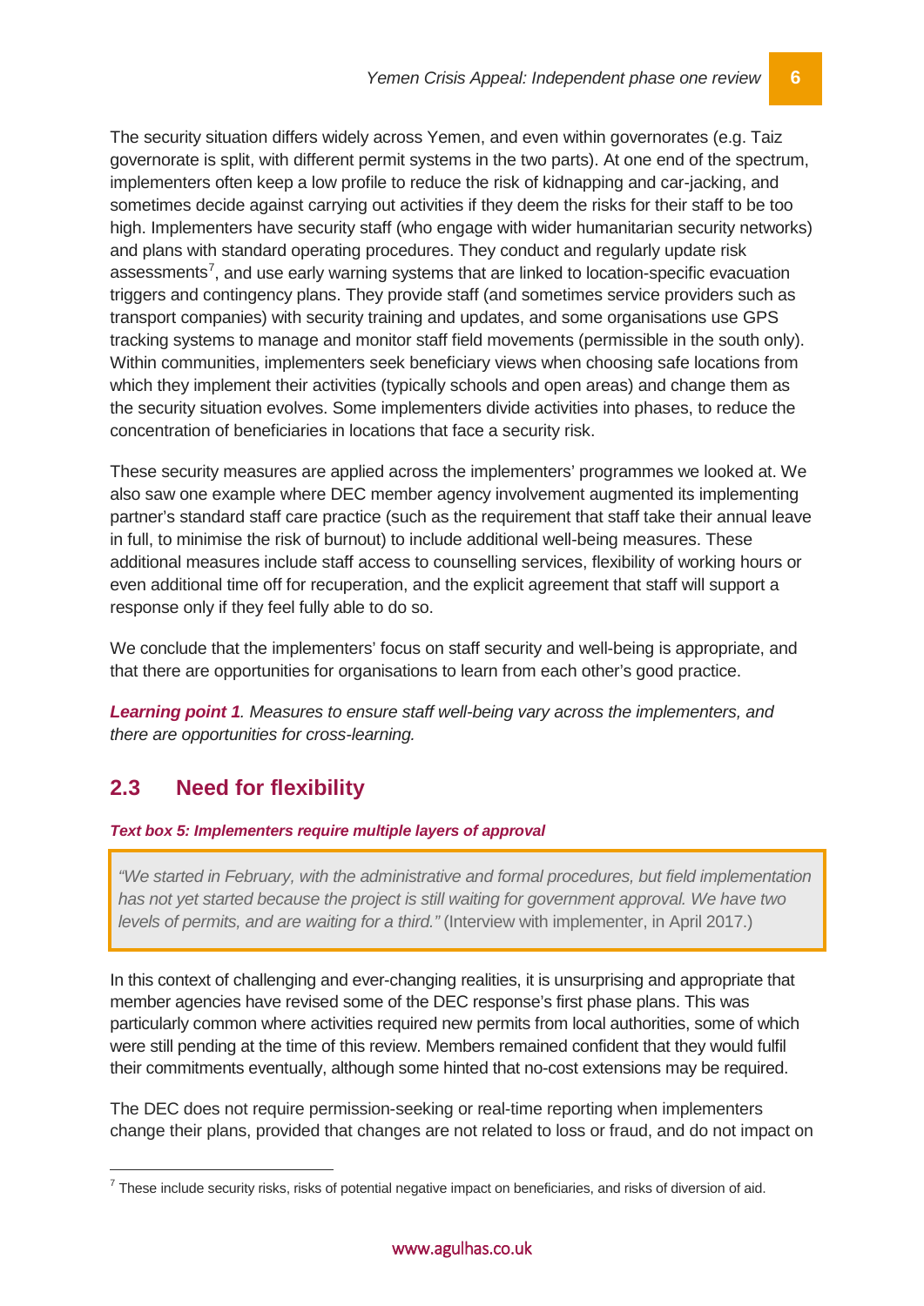The security situation differs widely across Yemen, and even within governorates (e.g. Taiz governorate is split, with different permit systems in the two parts). At one end of the spectrum, implementers often keep a low profile to reduce the risk of kidnapping and car-jacking, and sometimes decide against carrying out activities if they deem the risks for their staff to be too high. Implementers have security staff (who engage with wider humanitarian security networks) and plans with standard operating procedures. They conduct and regularly update risk assessments[7], and use early warning systems that are linked to location-specific evacuation triggers and contingency plans. They provide staff (and sometimes service providers such as transport companies) with security training and updates, and some organisations use GPS tracking systems to manage and monitor staff field movements (permissible in the south only). Within communities, implementers seek beneficiary views when choosing safe locations from which they implement their activities (typically schools and open areas) and change them as the security situation evolves. Some implementers divide activities into phases, to reduce the concentration of beneficiaries in locations that face a security risk.

These security measures are applied across the implementers' programmes we looked at. We also saw one example where DEC member agency involvement augmented its implementing partner's standard staff care practice (such as the requirement that staff take their annual leave in full, to minimise the risk of burnout) to include additional well-being measures. These additional measures include staff access to counselling services, flexibility of working hours or even additional time off for recuperation, and the explicit agreement that staff will support a response only if they feel fully able to do so.

We conclude that the implementers' focus on staff security and well-being is appropriate, and that there are opportunities for organisations to learn from each other's good practice.

***Learning point 1****. Measures to ensure staff well-being vary across the implementers, and there are opportunities for cross-learning.*

## 2.3 Need for flexibility

***Text box 5: Implementers require multiple layers of approval***

> *"We started in February, with the administrative and formal procedures, but field implementation has not yet started because the project is still waiting for government approval. We have two levels of permits, and are waiting for a third."* (Interview with implementer, in April 2017.)

In this context of challenging and ever-changing realities, it is unsurprising and appropriate that member agencies have revised some of the DEC response's first phase plans. This was particularly common where activities required new permits from local authorities, some of which were still pending at the time of this review. Members remained confident that they would fulfil their commitments eventually, although some hinted that no-cost extensions may be required.

The DEC does not require permission-seeking or real-time reporting when implementers change their plans, provided that changes are not related to loss or fraud, and do not impact on

[7] These include security risks, risks of potential negative impact on beneficiaries, and risks of diversion of aid.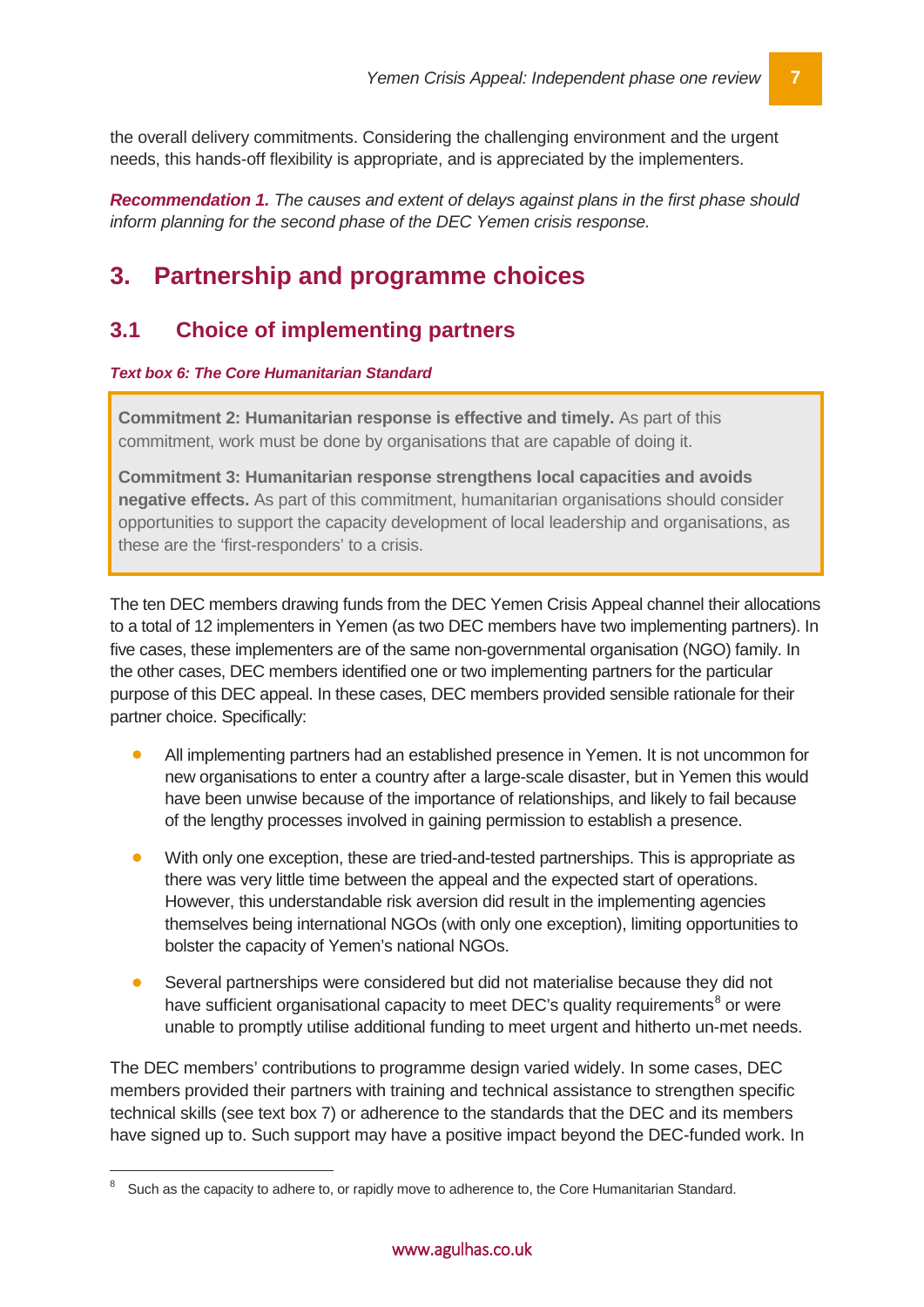the overall delivery commitments. Considering the challenging environment and the urgent needs, this hands-off flexibility is appropriate, and is appreciated by the implementers.

***Recommendation 1.*** *The causes and extent of delays against plans in the first phase should inform planning for the second phase of the DEC Yemen crisis response.*

# 3. Partnership and programme choices

## 3.1 Choice of implementing partners

***Text box 6: The Core Humanitarian Standard***

> **Commitment 2: Humanitarian response is effective and timely.** As part of this commitment, work must be done by organisations that are capable of doing it.
>
> **Commitment 3: Humanitarian response strengthens local capacities and avoids negative effects.** As part of this commitment, humanitarian organisations should consider opportunities to support the capacity development of local leadership and organisations, as these are the 'first-responders' to a crisis.

The ten DEC members drawing funds from the DEC Yemen Crisis Appeal channel their allocations to a total of 12 implementers in Yemen (as two DEC members have two implementing partners). In five cases, these implementers are of the same non-governmental organisation (NGO) family. In the other cases, DEC members identified one or two implementing partners for the particular purpose of this DEC appeal. In these cases, DEC members provided sensible rationale for their partner choice. Specifically:

- All implementing partners had an established presence in Yemen. It is not uncommon for new organisations to enter a country after a large-scale disaster, but in Yemen this would have been unwise because of the importance of relationships, and likely to fail because of the lengthy processes involved in gaining permission to establish a presence.
- With only one exception, these are tried-and-tested partnerships. This is appropriate as there was very little time between the appeal and the expected start of operations. However, this understandable risk aversion did result in the implementing agencies themselves being international NGOs (with only one exception), limiting opportunities to bolster the capacity of Yemen's national NGOs.
- Several partnerships were considered but did not materialise because they did not have sufficient organisational capacity to meet DEC's quality requirements[8] or were unable to promptly utilise additional funding to meet urgent and hitherto un-met needs.

The DEC members' contributions to programme design varied widely. In some cases, DEC members provided their partners with training and technical assistance to strengthen specific technical skills (see text box 7) or adherence to the standards that the DEC and its members have signed up to. Such support may have a positive impact beyond the DEC-funded work. In

[8] Such as the capacity to adhere to, or rapidly move to adherence to, the Core Humanitarian Standard.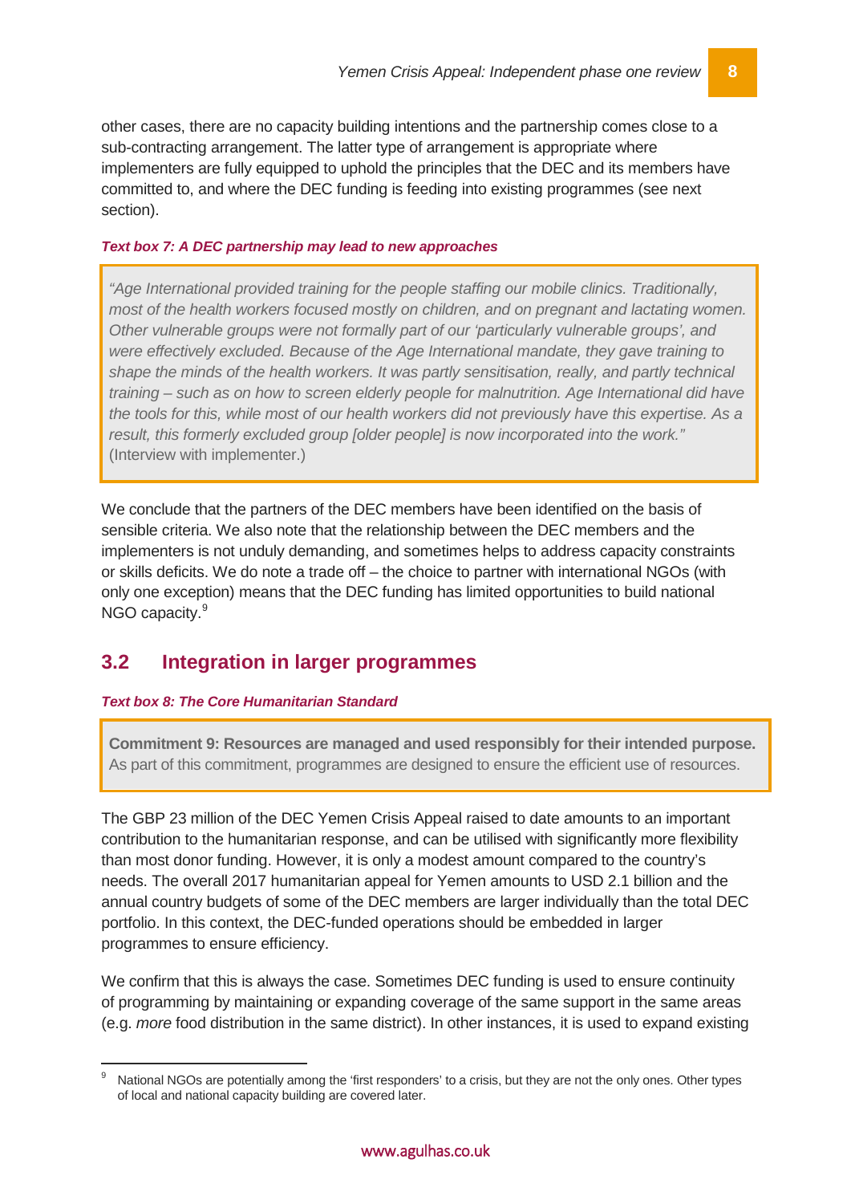other cases, there are no capacity building intentions and the partnership comes close to a sub-contracting arrangement. The latter type of arrangement is appropriate where implementers are fully equipped to uphold the principles that the DEC and its members have committed to, and where the DEC funding is feeding into existing programmes (see next section).

***Text box 7: A DEC partnership may lead to new approaches***

> *"Age International provided training for the people staffing our mobile clinics. Traditionally, most of the health workers focused mostly on children, and on pregnant and lactating women. Other vulnerable groups were not formally part of our 'particularly vulnerable groups', and were effectively excluded. Because of the Age International mandate, they gave training to shape the minds of the health workers. It was partly sensitisation, really, and partly technical training – such as on how to screen elderly people for malnutrition. Age International did have the tools for this, while most of our health workers did not previously have this expertise. As a result, this formerly excluded group [older people] is now incorporated into the work."* (Interview with implementer.)

We conclude that the partners of the DEC members have been identified on the basis of sensible criteria. We also note that the relationship between the DEC members and the implementers is not unduly demanding, and sometimes helps to address capacity constraints or skills deficits. We do note a trade off – the choice to partner with international NGOs (with only one exception) means that the DEC funding has limited opportunities to build national NGO capacity.[9]

## 3.2 Integration in larger programmes

***Text box 8: The Core Humanitarian Standard***

> **Commitment 9: Resources are managed and used responsibly for their intended purpose.** As part of this commitment, programmes are designed to ensure the efficient use of resources.

The GBP 23 million of the DEC Yemen Crisis Appeal raised to date amounts to an important contribution to the humanitarian response, and can be utilised with significantly more flexibility than most donor funding. However, it is only a modest amount compared to the country's needs. The overall 2017 humanitarian appeal for Yemen amounts to USD 2.1 billion and the annual country budgets of some of the DEC members are larger individually than the total DEC portfolio. In this context, the DEC-funded operations should be embedded in larger programmes to ensure efficiency.

We confirm that this is always the case. Sometimes DEC funding is used to ensure continuity of programming by maintaining or expanding coverage of the same support in the same areas (e.g. *more* food distribution in the same district). In other instances, it is used to expand existing

---

[9] National NGOs are potentially among the 'first responders' to a crisis, but they are not the only ones. Other types of local and national capacity building are covered later.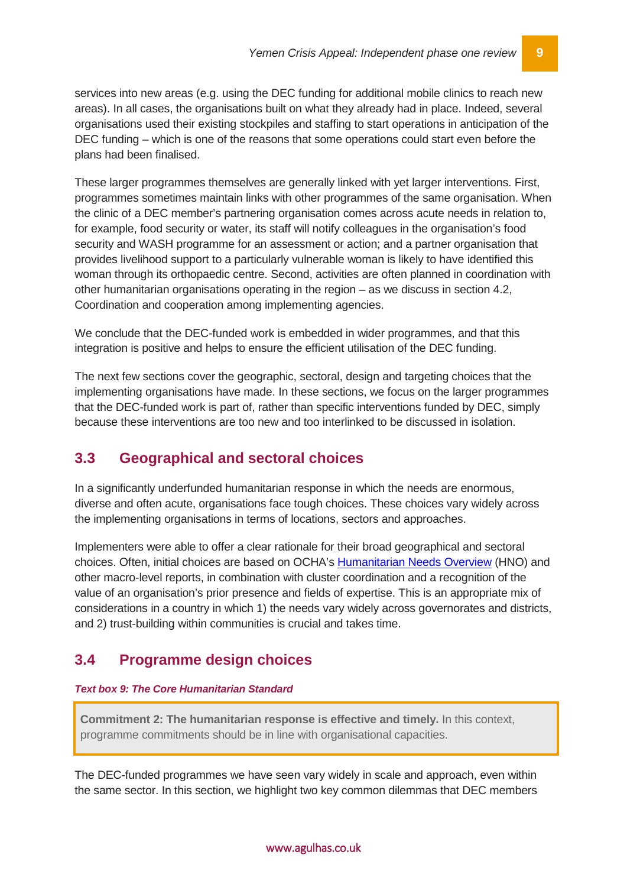services into new areas (e.g. using the DEC funding for additional mobile clinics to reach new areas). In all cases, the organisations built on what they already had in place. Indeed, several organisations used their existing stockpiles and staffing to start operations in anticipation of the DEC funding – which is one of the reasons that some operations could start even before the plans had been finalised.

These larger programmes themselves are generally linked with yet larger interventions. First, programmes sometimes maintain links with other programmes of the same organisation. When the clinic of a DEC member's partnering organisation comes across acute needs in relation to, for example, food security or water, its staff will notify colleagues in the organisation's food security and WASH programme for an assessment or action; and a partner organisation that provides livelihood support to a particularly vulnerable woman is likely to have identified this woman through its orthopaedic centre. Second, activities are often planned in coordination with other humanitarian organisations operating in the region – as we discuss in section 4.2, Coordination and cooperation among implementing agencies.

We conclude that the DEC-funded work is embedded in wider programmes, and that this integration is positive and helps to ensure the efficient utilisation of the DEC funding.

The next few sections cover the geographic, sectoral, design and targeting choices that the implementing organisations have made. In these sections, we focus on the larger programmes that the DEC-funded work is part of, rather than specific interventions funded by DEC, simply because these interventions are too new and too interlinked to be discussed in isolation.

## 3.3 Geographical and sectoral choices

In a significantly underfunded humanitarian response in which the needs are enormous, diverse and often acute, organisations face tough choices. These choices vary widely across the implementing organisations in terms of locations, sectors and approaches.

Implementers were able to offer a clear rationale for their broad geographical and sectoral choices. Often, initial choices are based on OCHA's Humanitarian Needs Overview (HNO) and other macro-level reports, in combination with cluster coordination and a recognition of the value of an organisation's prior presence and fields of expertise. This is an appropriate mix of considerations in a country in which 1) the needs vary widely across governorates and districts, and 2) trust-building within communities is crucial and takes time.

## 3.4 Programme design choices

***Text box 9: The Core Humanitarian Standard***

> **Commitment 2: The humanitarian response is effective and timely.** In this context, programme commitments should be in line with organisational capacities.

The DEC-funded programmes we have seen vary widely in scale and approach, even within the same sector. In this section, we highlight two key common dilemmas that DEC members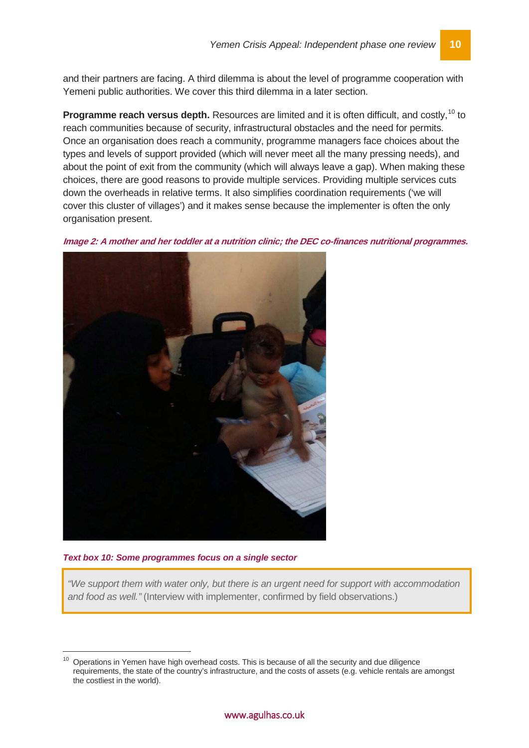and their partners are facing. A third dilemma is about the level of programme cooperation with Yemeni public authorities. We cover this third dilemma in a later section.

**Programme reach versus depth.** Resources are limited and it is often difficult, and costly,[10] to reach communities because of security, infrastructural obstacles and the need for permits. Once an organisation does reach a community, programme managers face choices about the types and levels of support provided (which will never meet all the many pressing needs), and about the point of exit from the community (which will always leave a gap). When making these choices, there are good reasons to provide multiple services. Providing multiple services cuts down the overheads in relative terms. It also simplifies coordination requirements ('we will cover this cluster of villages') and it makes sense because the implementer is often the only organisation present.

***Image 2: A mother and her toddler at a nutrition clinic; the DEC co-finances nutritional programmes.***

***Text box 10: Some programmes focus on a single sector***

> *"We support them with water only, but there is an urgent need for support with accommodation and food as well."* (Interview with implementer, confirmed by field observations.)

[10] Operations in Yemen have high overhead costs. This is because of all the security and due diligence requirements, the state of the country's infrastructure, and the costs of assets (e.g. vehicle rentals are amongst the costliest in the world).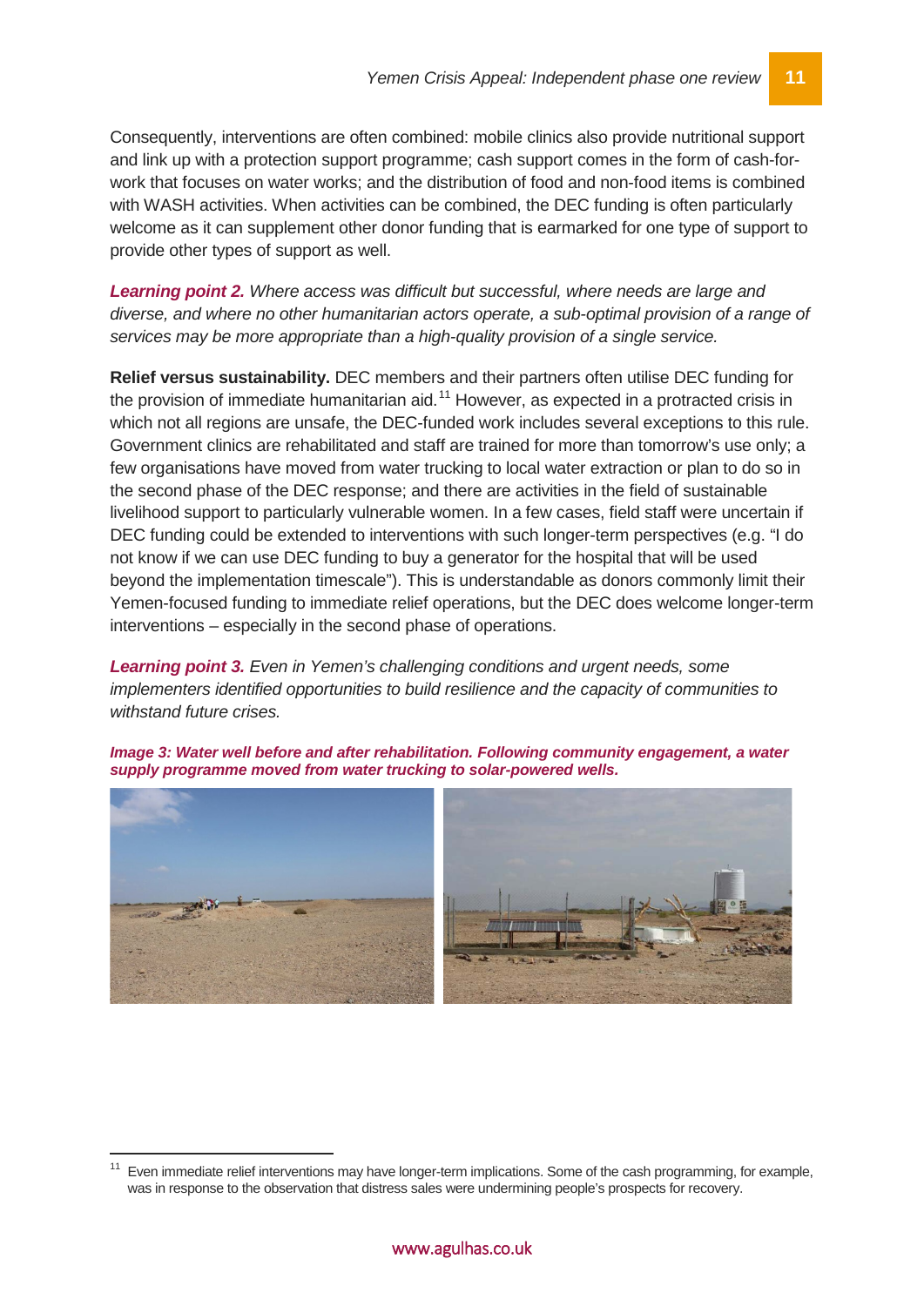Consequently, interventions are often combined: mobile clinics also provide nutritional support and link up with a protection support programme; cash support comes in the form of cash-for-work that focuses on water works; and the distribution of food and non-food items is combined with WASH activities. When activities can be combined, the DEC funding is often particularly welcome as it can supplement other donor funding that is earmarked for one type of support to provide other types of support as well.

***Learning point 2.*** *Where access was difficult but successful, where needs are large and diverse, and where no other humanitarian actors operate, a sub-optimal provision of a range of services may be more appropriate than a high-quality provision of a single service.*

**Relief versus sustainability.** DEC members and their partners often utilise DEC funding for the provision of immediate humanitarian aid.[11] However, as expected in a protracted crisis in which not all regions are unsafe, the DEC-funded work includes several exceptions to this rule. Government clinics are rehabilitated and staff are trained for more than tomorrow's use only; a few organisations have moved from water trucking to local water extraction or plan to do so in the second phase of the DEC response; and there are activities in the field of sustainable livelihood support to particularly vulnerable women. In a few cases, field staff were uncertain if DEC funding could be extended to interventions with such longer-term perspectives (e.g. "I do not know if we can use DEC funding to buy a generator for the hospital that will be used beyond the implementation timescale"). This is understandable as donors commonly limit their Yemen-focused funding to immediate relief operations, but the DEC does welcome longer-term interventions – especially in the second phase of operations.

***Learning point 3.*** *Even in Yemen's challenging conditions and urgent needs, some implementers identified opportunities to build resilience and the capacity of communities to withstand future crises.*

***Image 3: Water well before and after rehabilitation. Following community engagement, a water supply programme moved from water trucking to solar-powered wells.***

[11] Even immediate relief interventions may have longer-term implications. Some of the cash programming, for example, was in response to the observation that distress sales were undermining people's prospects for recovery.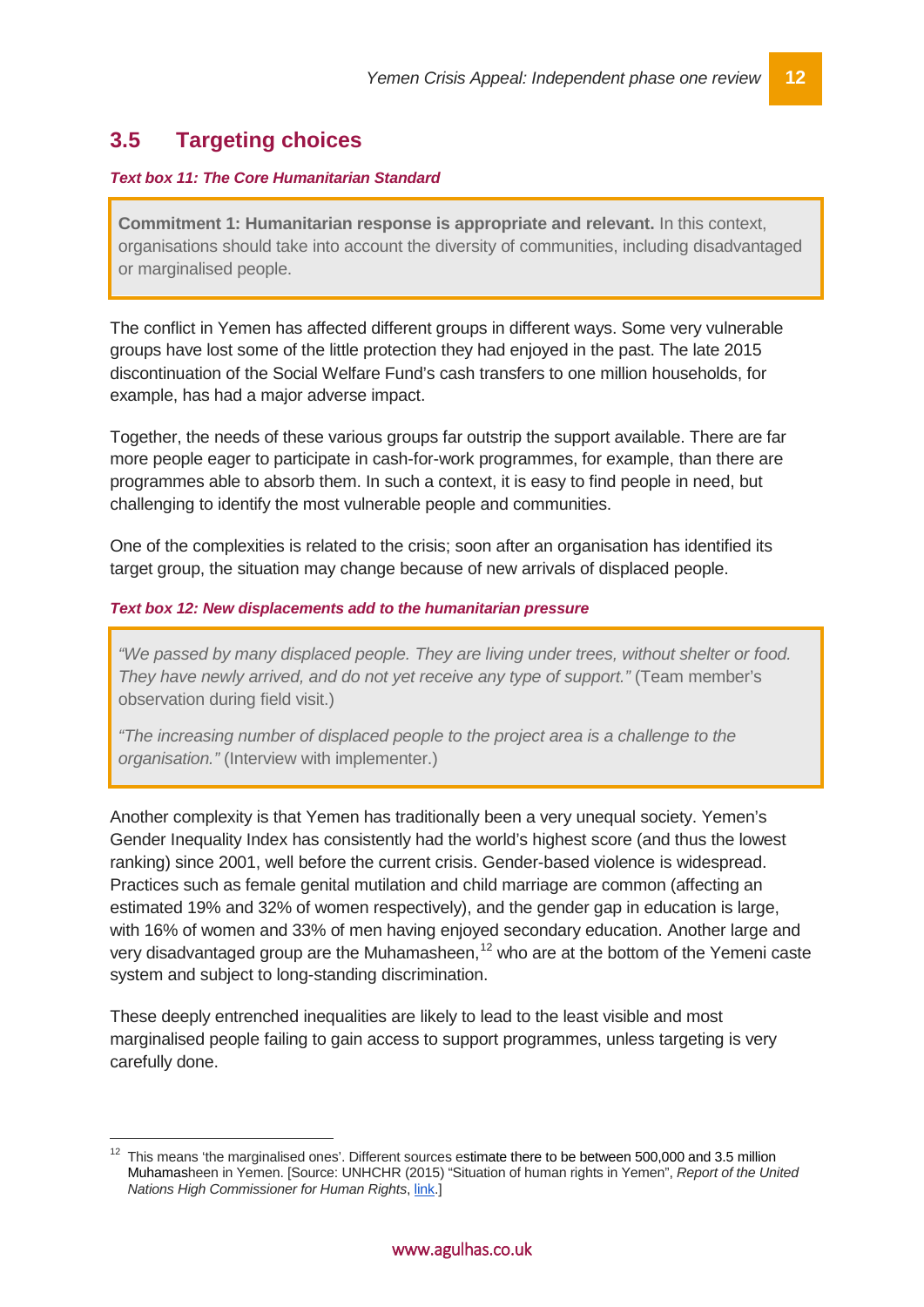## 3.5 Targeting choices

***Text box 11: The Core Humanitarian Standard***

> **Commitment 1: Humanitarian response is appropriate and relevant.** In this context, organisations should take into account the diversity of communities, including disadvantaged or marginalised people.

The conflict in Yemen has affected different groups in different ways. Some very vulnerable groups have lost some of the little protection they had enjoyed in the past. The late 2015 discontinuation of the Social Welfare Fund's cash transfers to one million households, for example, has had a major adverse impact.

Together, the needs of these various groups far outstrip the support available. There are far more people eager to participate in cash-for-work programmes, for example, than there are programmes able to absorb them. In such a context, it is easy to find people in need, but challenging to identify the most vulnerable people and communities.

One of the complexities is related to the crisis; soon after an organisation has identified its target group, the situation may change because of new arrivals of displaced people.

***Text box 12: New displacements add to the humanitarian pressure***

> *"We passed by many displaced people. They are living under trees, without shelter or food. They have newly arrived, and do not yet receive any type of support."* (Team member's observation during field visit.)
>
> *"The increasing number of displaced people to the project area is a challenge to the organisation."* (Interview with implementer.)

Another complexity is that Yemen has traditionally been a very unequal society. Yemen's Gender Inequality Index has consistently had the world's highest score (and thus the lowest ranking) since 2001, well before the current crisis. Gender-based violence is widespread. Practices such as female genital mutilation and child marriage are common (affecting an estimated 19% and 32% of women respectively), and the gender gap in education is large, with 16% of women and 33% of men having enjoyed secondary education. Another large and very disadvantaged group are the Muhamasheen,[12] who are at the bottom of the Yemeni caste system and subject to long-standing discrimination.

These deeply entrenched inequalities are likely to lead to the least visible and most marginalised people failing to gain access to support programmes, unless targeting is very carefully done.

---

[12] This means 'the marginalised ones'. Different sources estimate there to be between 500,000 and 3.5 million Muhamasheen in Yemen. [Source: UNHCHR (2015) "Situation of human rights in Yemen", *Report of the United Nations High Commissioner for Human Rights*, link.]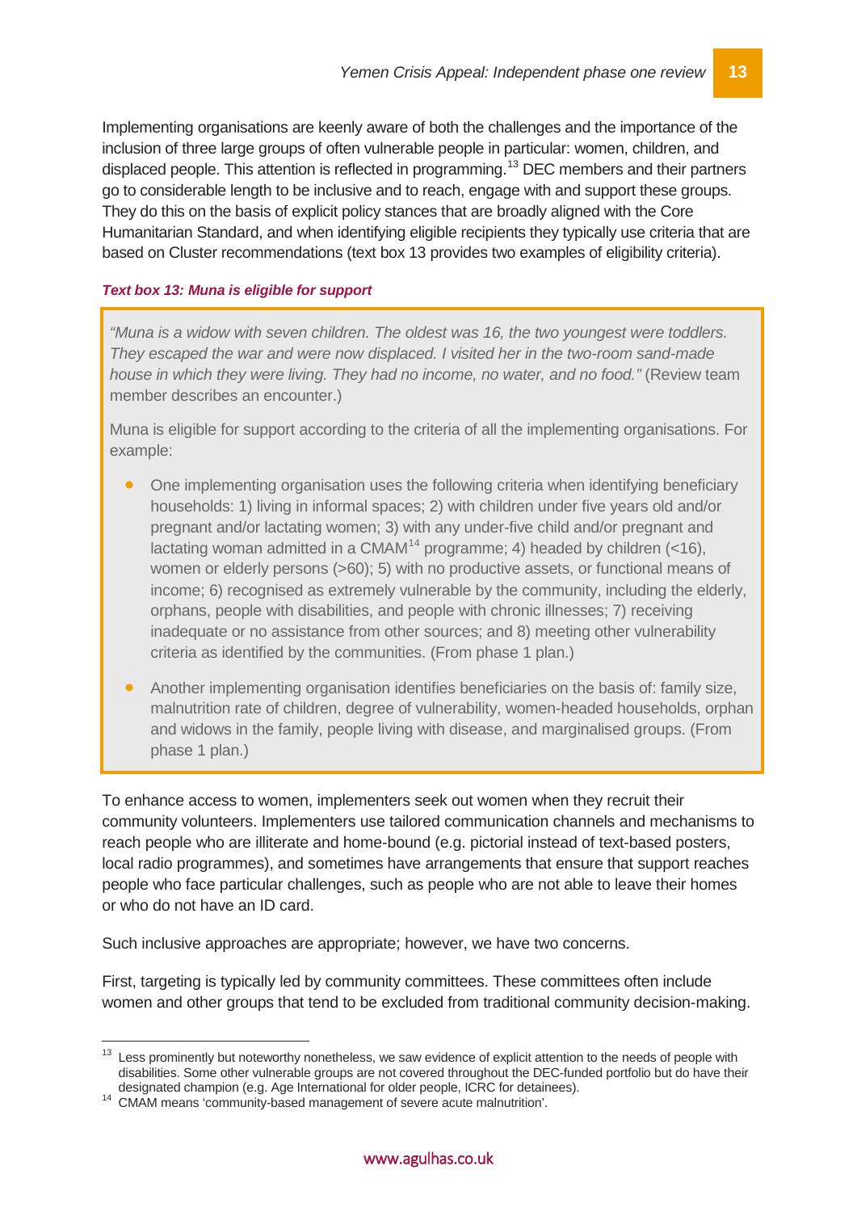Implementing organisations are keenly aware of both the challenges and the importance of the inclusion of three large groups of often vulnerable people in particular: women, children, and displaced people. This attention is reflected in programming.[13] DEC members and their partners go to considerable length to be inclusive and to reach, engage with and support these groups. They do this on the basis of explicit policy stances that are broadly aligned with the Core Humanitarian Standard, and when identifying eligible recipients they typically use criteria that are based on Cluster recommendations (text box 13 provides two examples of eligibility criteria).

***Text box 13: Muna is eligible for support***

> *"Muna is a widow with seven children. The oldest was 16, the two youngest were toddlers. They escaped the war and were now displaced. I visited her in the two-room sand-made house in which they were living. They had no income, no water, and no food."* (Review team member describes an encounter.)
>
> Muna is eligible for support according to the criteria of all the implementing organisations. For example:
>
> - One implementing organisation uses the following criteria when identifying beneficiary households: 1) living in informal spaces; 2) with children under five years old and/or pregnant and/or lactating women; 3) with any under-five child and/or pregnant and lactating woman admitted in a CMAM[14] programme; 4) headed by children (<16), women or elderly persons (>60); 5) with no productive assets, or functional means of income; 6) recognised as extremely vulnerable by the community, including the elderly, orphans, people with disabilities, and people with chronic illnesses; 7) receiving inadequate or no assistance from other sources; and 8) meeting other vulnerability criteria as identified by the communities. (From phase 1 plan.)
> - Another implementing organisation identifies beneficiaries on the basis of: family size, malnutrition rate of children, degree of vulnerability, women-headed households, orphan and widows in the family, people living with disease, and marginalised groups. (From phase 1 plan.)

To enhance access to women, implementers seek out women when they recruit their community volunteers. Implementers use tailored communication channels and mechanisms to reach people who are illiterate and home-bound (e.g. pictorial instead of text-based posters, local radio programmes), and sometimes have arrangements that ensure that support reaches people who face particular challenges, such as people who are not able to leave their homes or who do not have an ID card.

Such inclusive approaches are appropriate; however, we have two concerns.

First, targeting is typically led by community committees. These committees often include women and other groups that tend to be excluded from traditional community decision-making.

---

[13] Less prominently but noteworthy nonetheless, we saw evidence of explicit attention to the needs of people with disabilities. Some other vulnerable groups are not covered throughout the DEC-funded portfolio but do have their designated champion (e.g. Age International for older people, ICRC for detainees).

[14] CMAM means 'community-based management of severe acute malnutrition'.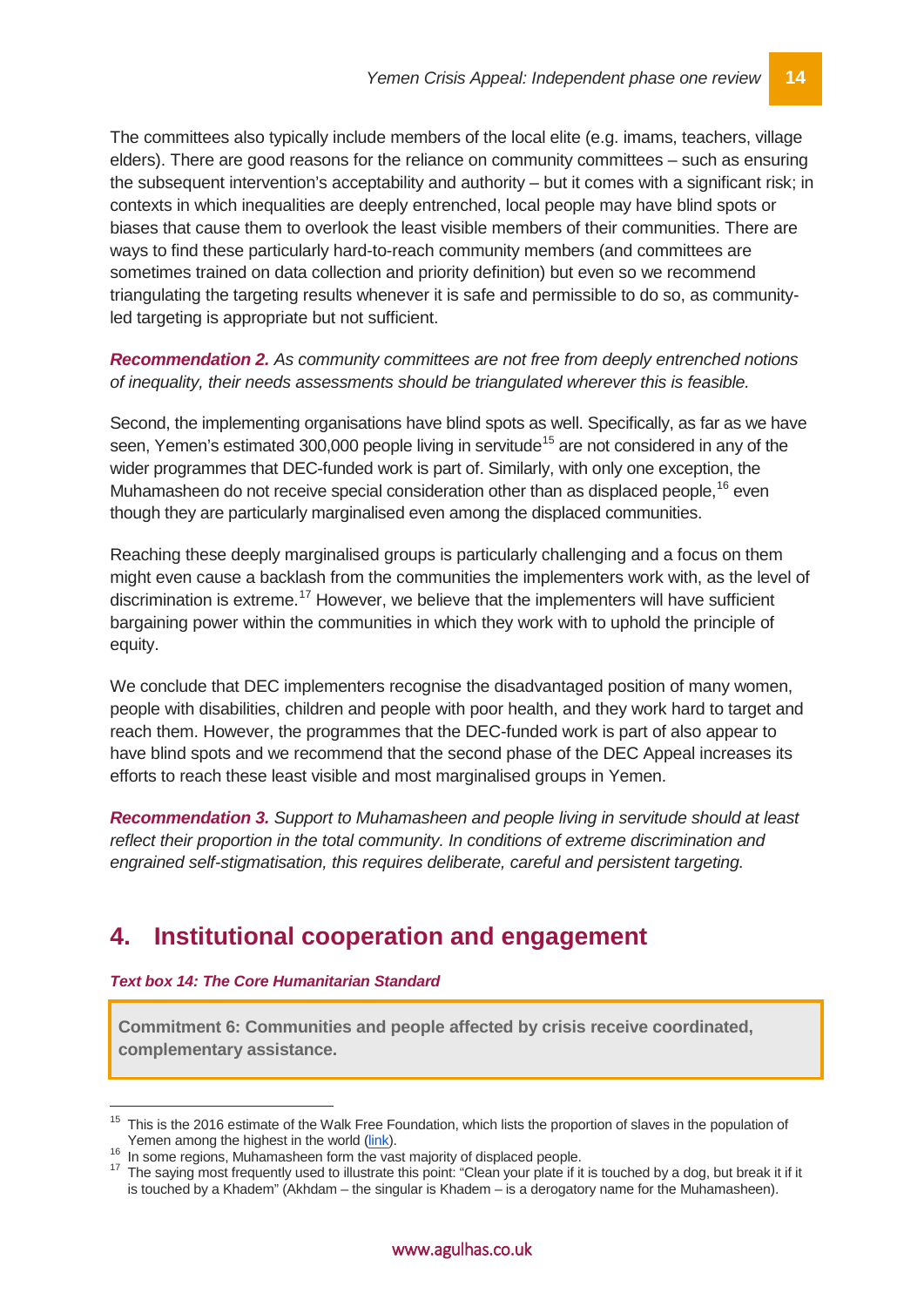The committees also typically include members of the local elite (e.g. imams, teachers, village elders). There are good reasons for the reliance on community committees – such as ensuring the subsequent intervention's acceptability and authority – but it comes with a significant risk; in contexts in which inequalities are deeply entrenched, local people may have blind spots or biases that cause them to overlook the least visible members of their communities. There are ways to find these particularly hard-to-reach community members (and committees are sometimes trained on data collection and priority definition) but even so we recommend triangulating the targeting results whenever it is safe and permissible to do so, as community-led targeting is appropriate but not sufficient.

***Recommendation 2.*** *As community committees are not free from deeply entrenched notions of inequality, their needs assessments should be triangulated wherever this is feasible.*

Second, the implementing organisations have blind spots as well. Specifically, as far as we have seen, Yemen's estimated 300,000 people living in servitude[15] are not considered in any of the wider programmes that DEC-funded work is part of. Similarly, with only one exception, the Muhamasheen do not receive special consideration other than as displaced people,[16] even though they are particularly marginalised even among the displaced communities.

Reaching these deeply marginalised groups is particularly challenging and a focus on them might even cause a backlash from the communities the implementers work with, as the level of discrimination is extreme.[17] However, we believe that the implementers will have sufficient bargaining power within the communities in which they work with to uphold the principle of equity.

We conclude that DEC implementers recognise the disadvantaged position of many women, people with disabilities, children and people with poor health, and they work hard to target and reach them. However, the programmes that the DEC-funded work is part of also appear to have blind spots and we recommend that the second phase of the DEC Appeal increases its efforts to reach these least visible and most marginalised groups in Yemen.

***Recommendation 3.*** *Support to Muhamasheen and people living in servitude should at least reflect their proportion in the total community. In conditions of extreme discrimination and engrained self-stigmatisation, this requires deliberate, careful and persistent targeting.*

## 4. Institutional cooperation and engagement

***Text box 14: The Core Humanitarian Standard***

> **Commitment 6: Communities and people affected by crisis receive coordinated, complementary assistance.**

---

[15] This is the 2016 estimate of the Walk Free Foundation, which lists the proportion of slaves in the population of Yemen among the highest in the world (link).

[16] In some regions, Muhamasheen form the vast majority of displaced people.

[17] The saying most frequently used to illustrate this point: "Clean your plate if it is touched by a dog, but break it if it is touched by a Khadem" (Akhdam – the singular is Khadem – is a derogatory name for the Muhamasheen).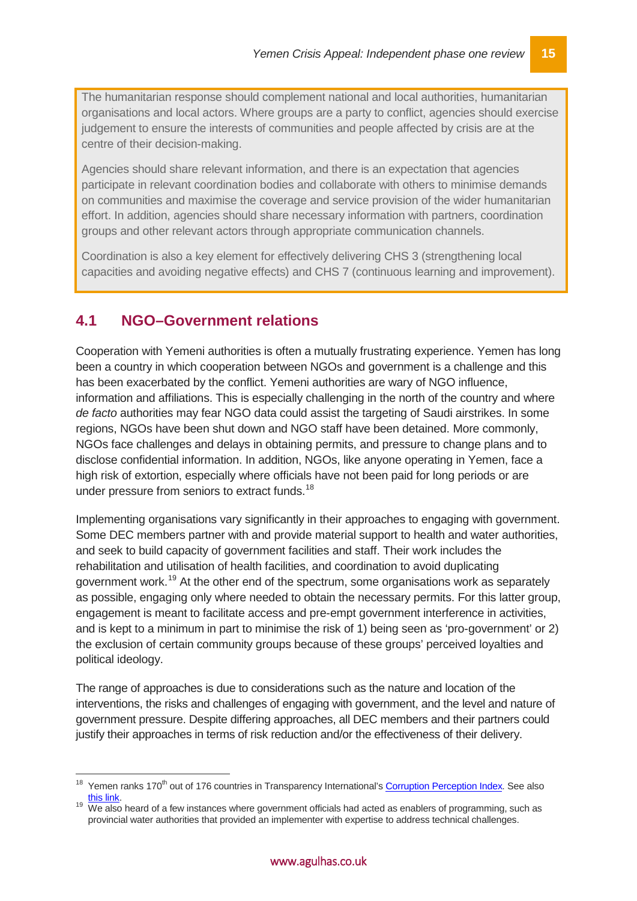> The humanitarian response should complement national and local authorities, humanitarian organisations and local actors. Where groups are a party to conflict, agencies should exercise judgement to ensure the interests of communities and people affected by crisis are at the centre of their decision-making.
>
> Agencies should share relevant information, and there is an expectation that agencies participate in relevant coordination bodies and collaborate with others to minimise demands on communities and maximise the coverage and service provision of the wider humanitarian effort. In addition, agencies should share necessary information with partners, coordination groups and other relevant actors through appropriate communication channels.
>
> Coordination is also a key element for effectively delivering CHS 3 (strengthening local capacities and avoiding negative effects) and CHS 7 (continuous learning and improvement).

## 4.1 NGO–Government relations

Cooperation with Yemeni authorities is often a mutually frustrating experience. Yemen has long been a country in which cooperation between NGOs and government is a challenge and this has been exacerbated by the conflict. Yemeni authorities are wary of NGO influence, information and affiliations. This is especially challenging in the north of the country and where *de facto* authorities may fear NGO data could assist the targeting of Saudi airstrikes. In some regions, NGOs have been shut down and NGO staff have been detained. More commonly, NGOs face challenges and delays in obtaining permits, and pressure to change plans and to disclose confidential information. In addition, NGOs, like anyone operating in Yemen, face a high risk of extortion, especially where officials have not been paid for long periods or are under pressure from seniors to extract funds.[18]

Implementing organisations vary significantly in their approaches to engaging with government. Some DEC members partner with and provide material support to health and water authorities, and seek to build capacity of government facilities and staff. Their work includes the rehabilitation and utilisation of health facilities, and coordination to avoid duplicating government work.[19] At the other end of the spectrum, some organisations work as separately as possible, engaging only where needed to obtain the necessary permits. For this latter group, engagement is meant to facilitate access and pre-empt government interference in activities, and is kept to a minimum in part to minimise the risk of 1) being seen as 'pro-government' or 2) the exclusion of certain community groups because of these groups' perceived loyalties and political ideology.

The range of approaches is due to considerations such as the nature and location of the interventions, the risks and challenges of engaging with government, and the level and nature of government pressure. Despite differing approaches, all DEC members and their partners could justify their approaches in terms of risk reduction and/or the effectiveness of their delivery.

---

[18] Yemen ranks 170th out of 176 countries in Transparency International's Corruption Perception Index. See also this link.

[19] We also heard of a few instances where government officials had acted as enablers of programming, such as provincial water authorities that provided an implementer with expertise to address technical challenges.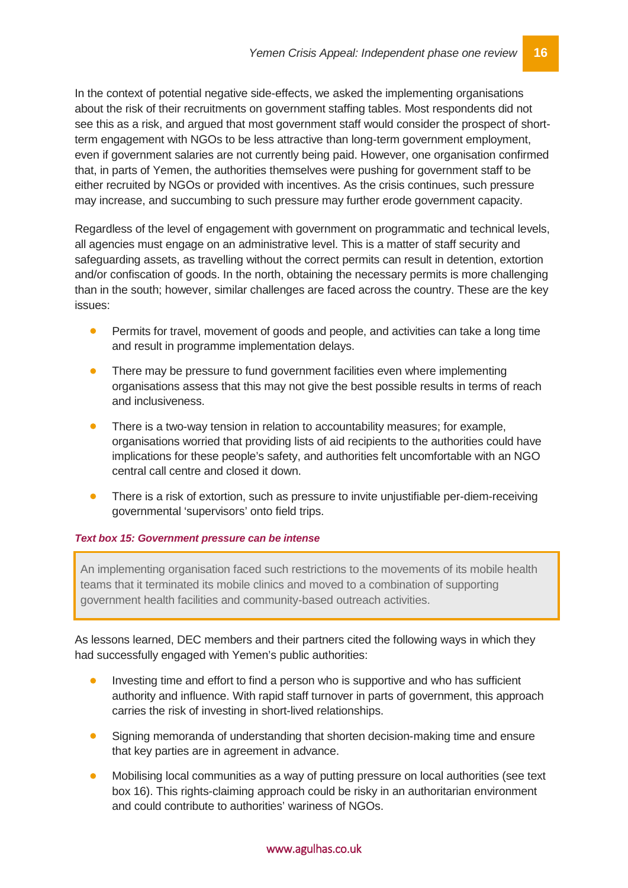In the context of potential negative side-effects, we asked the implementing organisations about the risk of their recruitments on government staffing tables. Most respondents did not see this as a risk, and argued that most government staff would consider the prospect of short-term engagement with NGOs to be less attractive than long-term government employment, even if government salaries are not currently being paid. However, one organisation confirmed that, in parts of Yemen, the authorities themselves were pushing for government staff to be either recruited by NGOs or provided with incentives. As the crisis continues, such pressure may increase, and succumbing to such pressure may further erode government capacity.

Regardless of the level of engagement with government on programmatic and technical levels, all agencies must engage on an administrative level. This is a matter of staff security and safeguarding assets, as travelling without the correct permits can result in detention, extortion and/or confiscation of goods. In the north, obtaining the necessary permits is more challenging than in the south; however, similar challenges are faced across the country. These are the key issues:

- Permits for travel, movement of goods and people, and activities can take a long time and result in programme implementation delays.
- There may be pressure to fund government facilities even where implementing organisations assess that this may not give the best possible results in terms of reach and inclusiveness.
- There is a two-way tension in relation to accountability measures; for example, organisations worried that providing lists of aid recipients to the authorities could have implications for these people's safety, and authorities felt uncomfortable with an NGO central call centre and closed it down.
- There is a risk of extortion, such as pressure to invite unjustifiable per-diem-receiving governmental 'supervisors' onto field trips.

***Text box 15: Government pressure can be intense***

> An implementing organisation faced such restrictions to the movements of its mobile health teams that it terminated its mobile clinics and moved to a combination of supporting government health facilities and community-based outreach activities.

As lessons learned, DEC members and their partners cited the following ways in which they had successfully engaged with Yemen's public authorities:

- Investing time and effort to find a person who is supportive and who has sufficient authority and influence. With rapid staff turnover in parts of government, this approach carries the risk of investing in short-lived relationships.
- Signing memoranda of understanding that shorten decision-making time and ensure that key parties are in agreement in advance.
- Mobilising local communities as a way of putting pressure on local authorities (see text box 16). This rights-claiming approach could be risky in an authoritarian environment and could contribute to authorities' wariness of NGOs.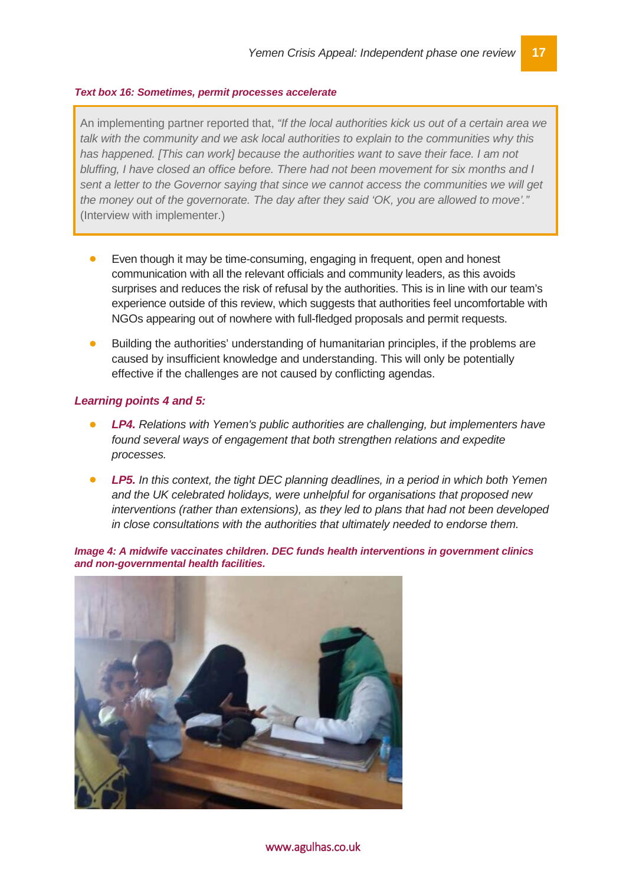***Text box 16: Sometimes, permit processes accelerate***

> An implementing partner reported that, *"If the local authorities kick us out of a certain area we talk with the community and we ask local authorities to explain to the communities why this has happened. [This can work] because the authorities want to save their face. I am not bluffing, I have closed an office before. There had not been movement for six months and I sent a letter to the Governor saying that since we cannot access the communities we will get the money out of the governorate. The day after they said 'OK, you are allowed to move'."* (Interview with implementer.)

- Even though it may be time-consuming, engaging in frequent, open and honest communication with all the relevant officials and community leaders, as this avoids surprises and reduces the risk of refusal by the authorities. This is in line with our team's experience outside of this review, which suggests that authorities feel uncomfortable with NGOs appearing out of nowhere with full-fledged proposals and permit requests.
- Building the authorities' understanding of humanitarian principles, if the problems are caused by insufficient knowledge and understanding. This will only be potentially effective if the challenges are not caused by conflicting agendas.

***Learning points 4 and 5:***

- ***LP4.*** *Relations with Yemen's public authorities are challenging, but implementers have found several ways of engagement that both strengthen relations and expedite processes.*
- ***LP5.*** *In this context, the tight DEC planning deadlines, in a period in which both Yemen and the UK celebrated holidays, were unhelpful for organisations that proposed new interventions (rather than extensions), as they led to plans that had not been developed in close consultations with the authorities that ultimately needed to endorse them.*

***Image 4: A midwife vaccinates children. DEC funds health interventions in government clinics and non-governmental health facilities.***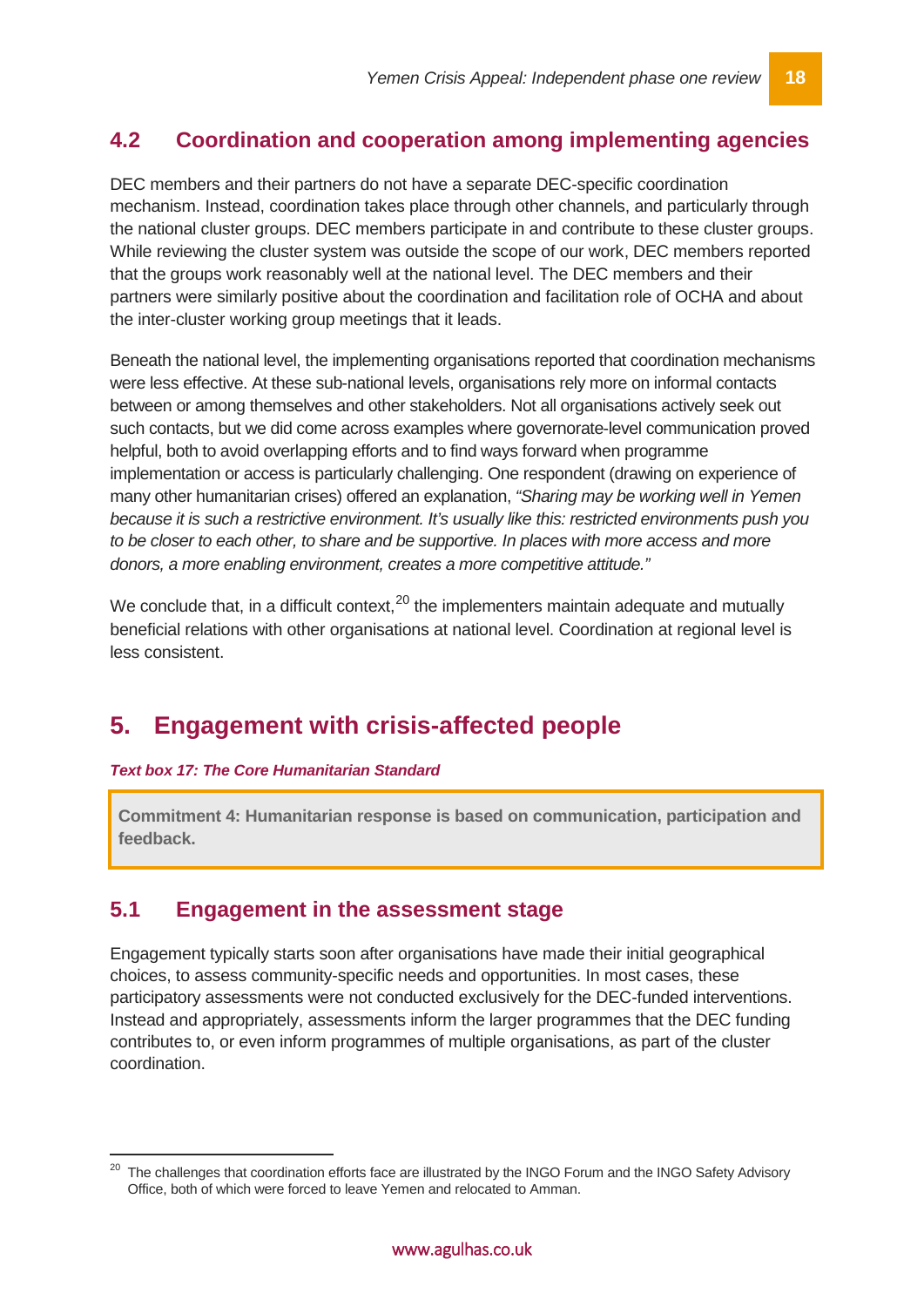## 4.2 Coordination and cooperation among implementing agencies

DEC members and their partners do not have a separate DEC-specific coordination mechanism. Instead, coordination takes place through other channels, and particularly through the national cluster groups. DEC members participate in and contribute to these cluster groups. While reviewing the cluster system was outside the scope of our work, DEC members reported that the groups work reasonably well at the national level. The DEC members and their partners were similarly positive about the coordination and facilitation role of OCHA and about the inter-cluster working group meetings that it leads.

Beneath the national level, the implementing organisations reported that coordination mechanisms were less effective. At these sub-national levels, organisations rely more on informal contacts between or among themselves and other stakeholders. Not all organisations actively seek out such contacts, but we did come across examples where governorate-level communication proved helpful, both to avoid overlapping efforts and to find ways forward when programme implementation or access is particularly challenging. One respondent (drawing on experience of many other humanitarian crises) offered an explanation, *"Sharing may be working well in Yemen because it is such a restrictive environment. It's usually like this: restricted environments push you to be closer to each other, to share and be supportive. In places with more access and more donors, a more enabling environment, creates a more competitive attitude."*

We conclude that, in a difficult context,[20] the implementers maintain adequate and mutually beneficial relations with other organisations at national level. Coordination at regional level is less consistent.

# 5. Engagement with crisis-affected people

***Text box 17: The Core Humanitarian Standard***

> **Commitment 4: Humanitarian response is based on communication, participation and feedback.**

## 5.1 Engagement in the assessment stage

Engagement typically starts soon after organisations have made their initial geographical choices, to assess community-specific needs and opportunities. In most cases, these participatory assessments were not conducted exclusively for the DEC-funded interventions. Instead and appropriately, assessments inform the larger programmes that the DEC funding contributes to, or even inform programmes of multiple organisations, as part of the cluster coordination.

---

[20] The challenges that coordination efforts face are illustrated by the INGO Forum and the INGO Safety Advisory Office, both of which were forced to leave Yemen and relocated to Amman.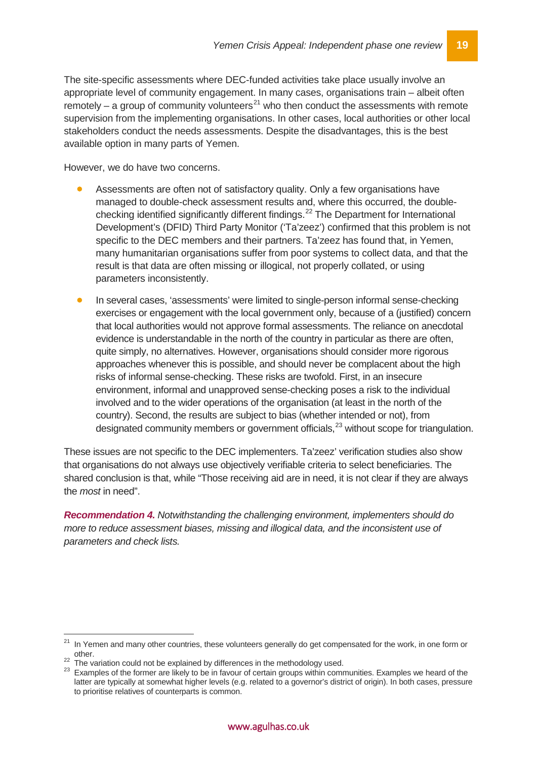The site-specific assessments where DEC-funded activities take place usually involve an appropriate level of community engagement. In many cases, organisations train – albeit often remotely – a group of community volunteers[21] who then conduct the assessments with remote supervision from the implementing organisations. In other cases, local authorities or other local stakeholders conduct the needs assessments. Despite the disadvantages, this is the best available option in many parts of Yemen.

However, we do have two concerns.

- Assessments are often not of satisfactory quality. Only a few organisations have managed to double-check assessment results and, where this occurred, the double-checking identified significantly different findings.[22] The Department for International Development's (DFID) Third Party Monitor ('Ta'zeez') confirmed that this problem is not specific to the DEC members and their partners. Ta'zeez has found that, in Yemen, many humanitarian organisations suffer from poor systems to collect data, and that the result is that data are often missing or illogical, not properly collated, or using parameters inconsistently.
- In several cases, 'assessments' were limited to single-person informal sense-checking exercises or engagement with the local government only, because of a (justified) concern that local authorities would not approve formal assessments. The reliance on anecdotal evidence is understandable in the north of the country in particular as there are often, quite simply, no alternatives. However, organisations should consider more rigorous approaches whenever this is possible, and should never be complacent about the high risks of informal sense-checking. These risks are twofold. First, in an insecure environment, informal and unapproved sense-checking poses a risk to the individual involved and to the wider operations of the organisation (at least in the north of the country). Second, the results are subject to bias (whether intended or not), from designated community members or government officials,[23] without scope for triangulation.

These issues are not specific to the DEC implementers. Ta'zeez' verification studies also show that organisations do not always use objectively verifiable criteria to select beneficiaries. The shared conclusion is that, while "Those receiving aid are in need, it is not clear if they are always the *most* in need".

***Recommendation 4.*** *Notwithstanding the challenging environment, implementers should do more to reduce assessment biases, missing and illogical data, and the inconsistent use of parameters and check lists.*

---

[21] In Yemen and many other countries, these volunteers generally do get compensated for the work, in one form or other.

[22] The variation could not be explained by differences in the methodology used.

[23] Examples of the former are likely to be in favour of certain groups within communities. Examples we heard of the latter are typically at somewhat higher levels (e.g. related to a governor's district of origin). In both cases, pressure to prioritise relatives of counterparts is common.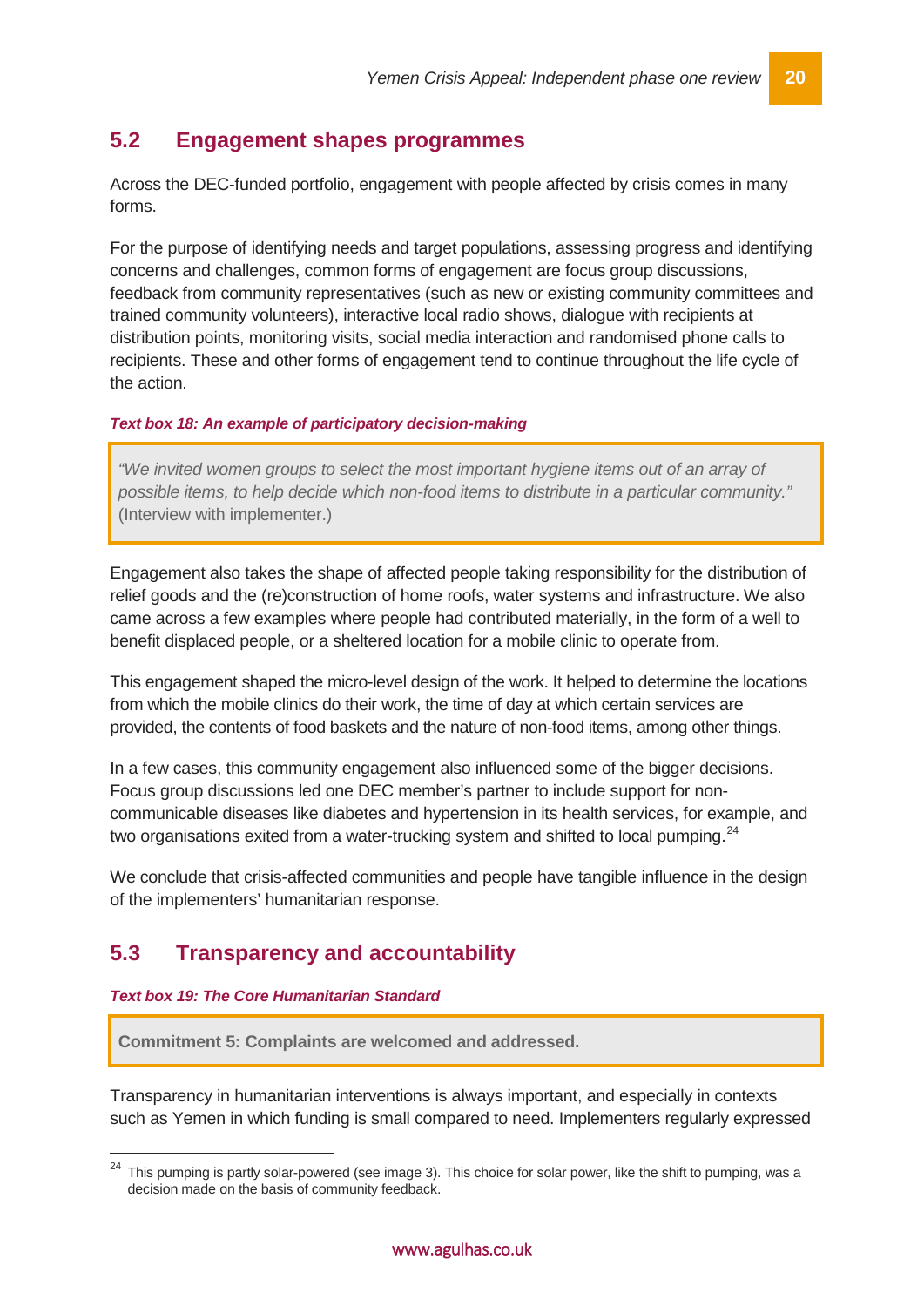## 5.2 Engagement shapes programmes

Across the DEC-funded portfolio, engagement with people affected by crisis comes in many forms.

For the purpose of identifying needs and target populations, assessing progress and identifying concerns and challenges, common forms of engagement are focus group discussions, feedback from community representatives (such as new or existing community committees and trained community volunteers), interactive local radio shows, dialogue with recipients at distribution points, monitoring visits, social media interaction and randomised phone calls to recipients. These and other forms of engagement tend to continue throughout the life cycle of the action.

***Text box 18: An example of participatory decision-making***

> *"We invited women groups to select the most important hygiene items out of an array of possible items, to help decide which non-food items to distribute in a particular community."* (Interview with implementer.)

Engagement also takes the shape of affected people taking responsibility for the distribution of relief goods and the (re)construction of home roofs, water systems and infrastructure. We also came across a few examples where people had contributed materially, in the form of a well to benefit displaced people, or a sheltered location for a mobile clinic to operate from.

This engagement shaped the micro-level design of the work. It helped to determine the locations from which the mobile clinics do their work, the time of day at which certain services are provided, the contents of food baskets and the nature of non-food items, among other things.

In a few cases, this community engagement also influenced some of the bigger decisions. Focus group discussions led one DEC member's partner to include support for non-communicable diseases like diabetes and hypertension in its health services, for example, and two organisations exited from a water-trucking system and shifted to local pumping.[24]

We conclude that crisis-affected communities and people have tangible influence in the design of the implementers' humanitarian response.

## 5.3 Transparency and accountability

***Text box 19: The Core Humanitarian Standard***

> **Commitment 5: Complaints are welcomed and addressed.**

Transparency in humanitarian interventions is always important, and especially in contexts such as Yemen in which funding is small compared to need. Implementers regularly expressed

[24] This pumping is partly solar-powered (see image 3). This choice for solar power, like the shift to pumping, was a decision made on the basis of community feedback.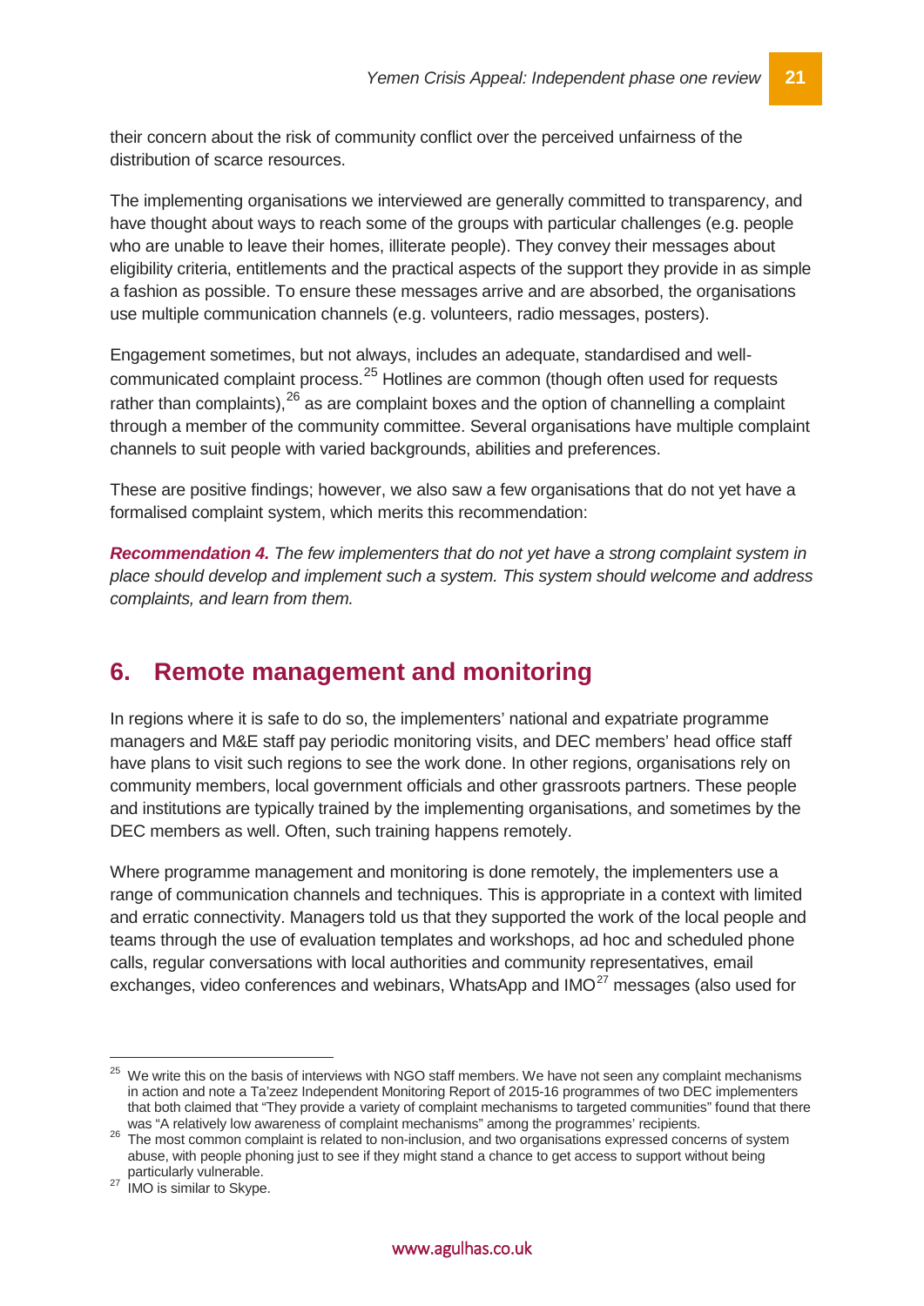their concern about the risk of community conflict over the perceived unfairness of the distribution of scarce resources.

The implementing organisations we interviewed are generally committed to transparency, and have thought about ways to reach some of the groups with particular challenges (e.g. people who are unable to leave their homes, illiterate people). They convey their messages about eligibility criteria, entitlements and the practical aspects of the support they provide in as simple a fashion as possible. To ensure these messages arrive and are absorbed, the organisations use multiple communication channels (e.g. volunteers, radio messages, posters).

Engagement sometimes, but not always, includes an adequate, standardised and well-communicated complaint process.[25] Hotlines are common (though often used for requests rather than complaints),[26] as are complaint boxes and the option of channelling a complaint through a member of the community committee. Several organisations have multiple complaint channels to suit people with varied backgrounds, abilities and preferences.

These are positive findings; however, we also saw a few organisations that do not yet have a formalised complaint system, which merits this recommendation:

***Recommendation 4.*** *The few implementers that do not yet have a strong complaint system in place should develop and implement such a system. This system should welcome and address complaints, and learn from them.*

## 6. Remote management and monitoring

In regions where it is safe to do so, the implementers' national and expatriate programme managers and M&E staff pay periodic monitoring visits, and DEC members' head office staff have plans to visit such regions to see the work done. In other regions, organisations rely on community members, local government officials and other grassroots partners. These people and institutions are typically trained by the implementing organisations, and sometimes by the DEC members as well. Often, such training happens remotely.

Where programme management and monitoring is done remotely, the implementers use a range of communication channels and techniques. This is appropriate in a context with limited and erratic connectivity. Managers told us that they supported the work of the local people and teams through the use of evaluation templates and workshops, ad hoc and scheduled phone calls, regular conversations with local authorities and community representatives, email exchanges, video conferences and webinars, WhatsApp and IMO[27] messages (also used for

---

[25] We write this on the basis of interviews with NGO staff members. We have not seen any complaint mechanisms in action and note a Ta'zeez Independent Monitoring Report of 2015-16 programmes of two DEC implementers that both claimed that "They provide a variety of complaint mechanisms to targeted communities" found that there was "A relatively low awareness of complaint mechanisms" among the programmes' recipients.

[26] The most common complaint is related to non-inclusion, and two organisations expressed concerns of system abuse, with people phoning just to see if they might stand a chance to get access to support without being particularly vulnerable.

[27] IMO is similar to Skype.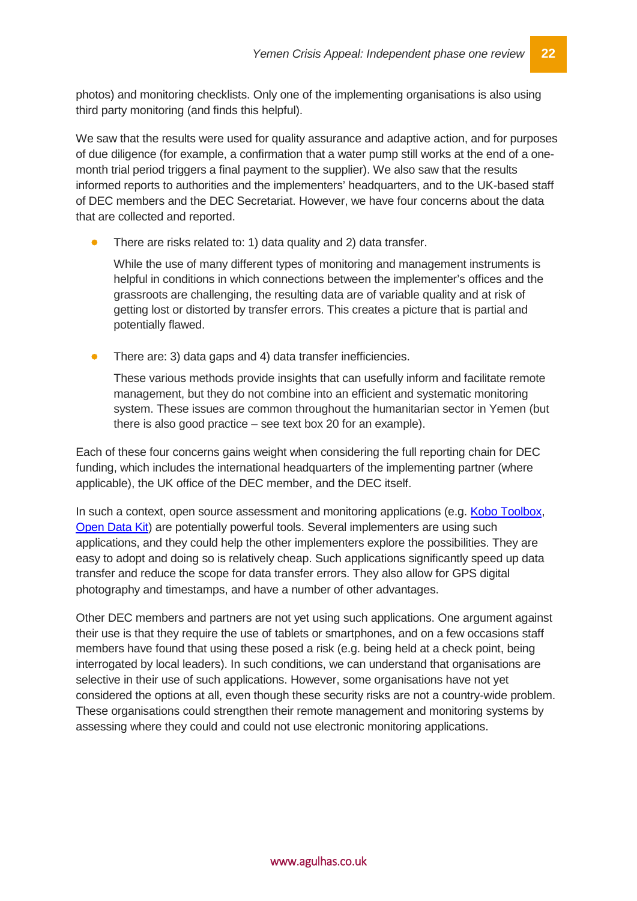photos) and monitoring checklists. Only one of the implementing organisations is also using third party monitoring (and finds this helpful).

We saw that the results were used for quality assurance and adaptive action, and for purposes of due diligence (for example, a confirmation that a water pump still works at the end of a one-month trial period triggers a final payment to the supplier). We also saw that the results informed reports to authorities and the implementers' headquarters, and to the UK-based staff of DEC members and the DEC Secretariat. However, we have four concerns about the data that are collected and reported.

- There are risks related to: 1) data quality and 2) data transfer.

  While the use of many different types of monitoring and management instruments is helpful in conditions in which connections between the implementer's offices and the grassroots are challenging, the resulting data are of variable quality and at risk of getting lost or distorted by transfer errors. This creates a picture that is partial and potentially flawed.

- There are: 3) data gaps and 4) data transfer inefficiencies.

  These various methods provide insights that can usefully inform and facilitate remote management, but they do not combine into an efficient and systematic monitoring system. These issues are common throughout the humanitarian sector in Yemen (but there is also good practice – see text box 20 for an example).

Each of these four concerns gains weight when considering the full reporting chain for DEC funding, which includes the international headquarters of the implementing partner (where applicable), the UK office of the DEC member, and the DEC itself.

In such a context, open source assessment and monitoring applications (e.g. Kobo Toolbox, Open Data Kit) are potentially powerful tools. Several implementers are using such applications, and they could help the other implementers explore the possibilities. They are easy to adopt and doing so is relatively cheap. Such applications significantly speed up data transfer and reduce the scope for data transfer errors. They also allow for GPS digital photography and timestamps, and have a number of other advantages.

Other DEC members and partners are not yet using such applications. One argument against their use is that they require the use of tablets or smartphones, and on a few occasions staff members have found that using these posed a risk (e.g. being held at a check point, being interrogated by local leaders). In such conditions, we can understand that organisations are selective in their use of such applications. However, some organisations have not yet considered the options at all, even though these security risks are not a country-wide problem. These organisations could strengthen their remote management and monitoring systems by assessing where they could and could not use electronic monitoring applications.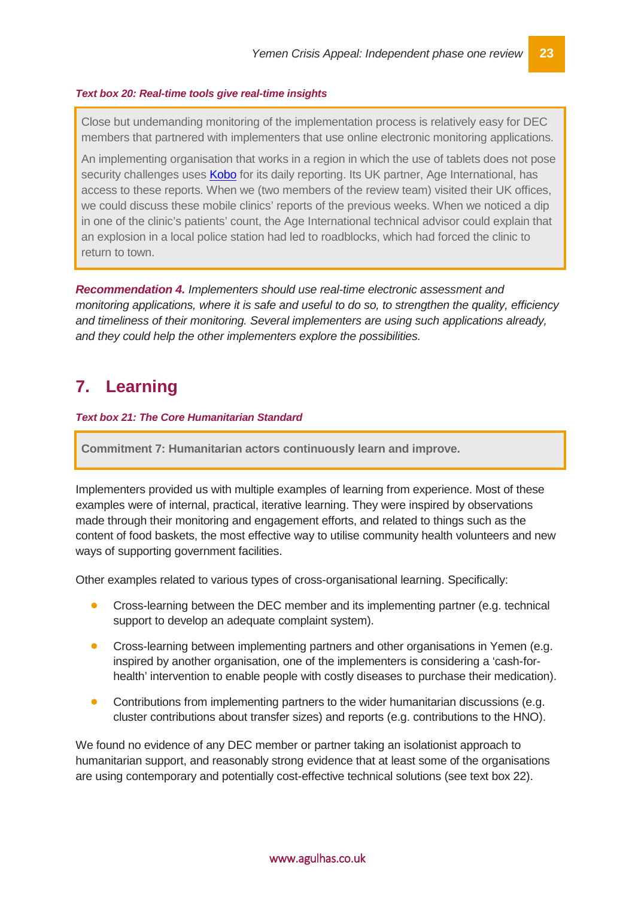***Text box 20: Real-time tools give real-time insights***

> Close but undemanding monitoring of the implementation process is relatively easy for DEC members that partnered with implementers that use online electronic monitoring applications.
>
> An implementing organisation that works in a region in which the use of tablets does not pose security challenges uses Kobo for its daily reporting. Its UK partner, Age International, has access to these reports. When we (two members of the review team) visited their UK offices, we could discuss these mobile clinics' reports of the previous weeks. When we noticed a dip in one of the clinic's patients' count, the Age International technical advisor could explain that an explosion in a local police station had led to roadblocks, which had forced the clinic to return to town.

***Recommendation 4.*** *Implementers should use real-time electronic assessment and monitoring applications, where it is safe and useful to do so, to strengthen the quality, efficiency and timeliness of their monitoring. Several implementers are using such applications already, and they could help the other implementers explore the possibilities.*

## 7. Learning

***Text box 21: The Core Humanitarian Standard***

> **Commitment 7: Humanitarian actors continuously learn and improve.**

Implementers provided us with multiple examples of learning from experience. Most of these examples were of internal, practical, iterative learning. They were inspired by observations made through their monitoring and engagement efforts, and related to things such as the content of food baskets, the most effective way to utilise community health volunteers and new ways of supporting government facilities.

Other examples related to various types of cross-organisational learning. Specifically:

- Cross-learning between the DEC member and its implementing partner (e.g. technical support to develop an adequate complaint system).
- Cross-learning between implementing partners and other organisations in Yemen (e.g. inspired by another organisation, one of the implementers is considering a 'cash-for-health' intervention to enable people with costly diseases to purchase their medication).
- Contributions from implementing partners to the wider humanitarian discussions (e.g. cluster contributions about transfer sizes) and reports (e.g. contributions to the HNO).

We found no evidence of any DEC member or partner taking an isolationist approach to humanitarian support, and reasonably strong evidence that at least some of the organisations are using contemporary and potentially cost-effective technical solutions (see text box 22).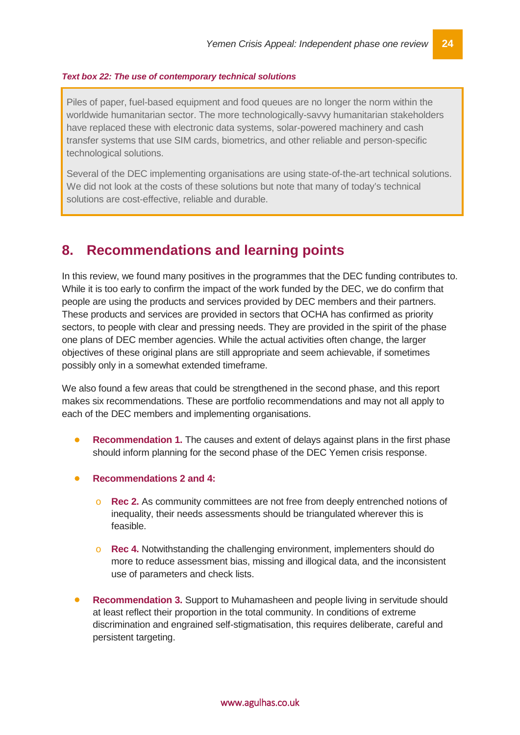*Text box 22: The use of contemporary technical solutions*

> Piles of paper, fuel-based equipment and food queues are no longer the norm within the worldwide humanitarian sector. The more technologically-savvy humanitarian stakeholders have replaced these with electronic data systems, solar-powered machinery and cash transfer systems that use SIM cards, biometrics, and other reliable and person-specific technological solutions.
>
> Several of the DEC implementing organisations are using state-of-the-art technical solutions. We did not look at the costs of these solutions but note that many of today's technical solutions are cost-effective, reliable and durable.

# 8. Recommendations and learning points

In this review, we found many positives in the programmes that the DEC funding contributes to. While it is too early to confirm the impact of the work funded by the DEC, we do confirm that people are using the products and services provided by DEC members and their partners. These products and services are provided in sectors that OCHA has confirmed as priority sectors, to people with clear and pressing needs. They are provided in the spirit of the phase one plans of DEC member agencies. While the actual activities often change, the larger objectives of these original plans are still appropriate and seem achievable, if sometimes possibly only in a somewhat extended timeframe.

We also found a few areas that could be strengthened in the second phase, and this report makes six recommendations. These are portfolio recommendations and may not all apply to each of the DEC members and implementing organisations.

- **Recommendation 1.** The causes and extent of delays against plans in the first phase should inform planning for the second phase of the DEC Yemen crisis response.
- **Recommendations 2 and 4:**
  - **Rec 2.** As community committees are not free from deeply entrenched notions of inequality, their needs assessments should be triangulated wherever this is feasible.
  - **Rec 4.** Notwithstanding the challenging environment, implementers should do more to reduce assessment bias, missing and illogical data, and the inconsistent use of parameters and check lists.
- **Recommendation 3.** Support to Muhamasheen and people living in servitude should at least reflect their proportion in the total community. In conditions of extreme discrimination and engrained self-stigmatisation, this requires deliberate, careful and persistent targeting.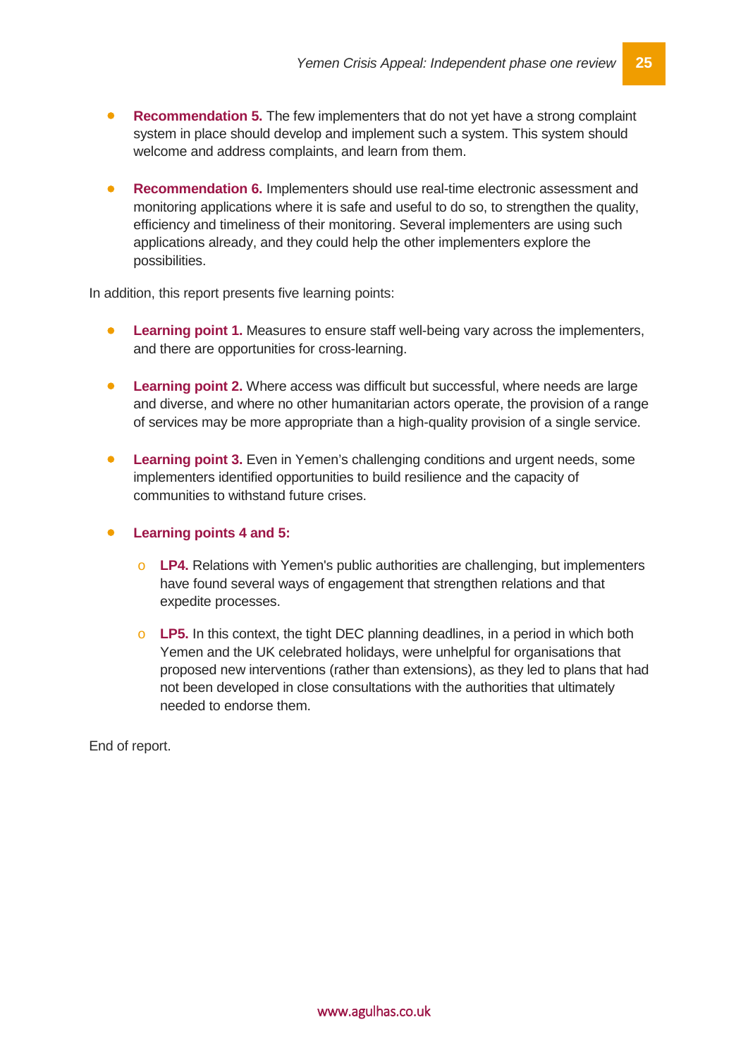- **Recommendation 5.** The few implementers that do not yet have a strong complaint system in place should develop and implement such a system. This system should welcome and address complaints, and learn from them.

- **Recommendation 6.** Implementers should use real-time electronic assessment and monitoring applications where it is safe and useful to do so, to strengthen the quality, efficiency and timeliness of their monitoring. Several implementers are using such applications already, and they could help the other implementers explore the possibilities.

In addition, this report presents five learning points:

- **Learning point 1.** Measures to ensure staff well-being vary across the implementers, and there are opportunities for cross-learning.

- **Learning point 2.** Where access was difficult but successful, where needs are large and diverse, and where no other humanitarian actors operate, the provision of a range of services may be more appropriate than a high-quality provision of a single service.

- **Learning point 3.** Even in Yemen's challenging conditions and urgent needs, some implementers identified opportunities to build resilience and the capacity of communities to withstand future crises.

- **Learning points 4 and 5:**

    - **LP4.** Relations with Yemen's public authorities are challenging, but implementers have found several ways of engagement that strengthen relations and that expedite processes.

    - **LP5.** In this context, the tight DEC planning deadlines, in a period in which both Yemen and the UK celebrated holidays, were unhelpful for organisations that proposed new interventions (rather than extensions), as they led to plans that had not been developed in close consultations with the authorities that ultimately needed to endorse them.

End of report.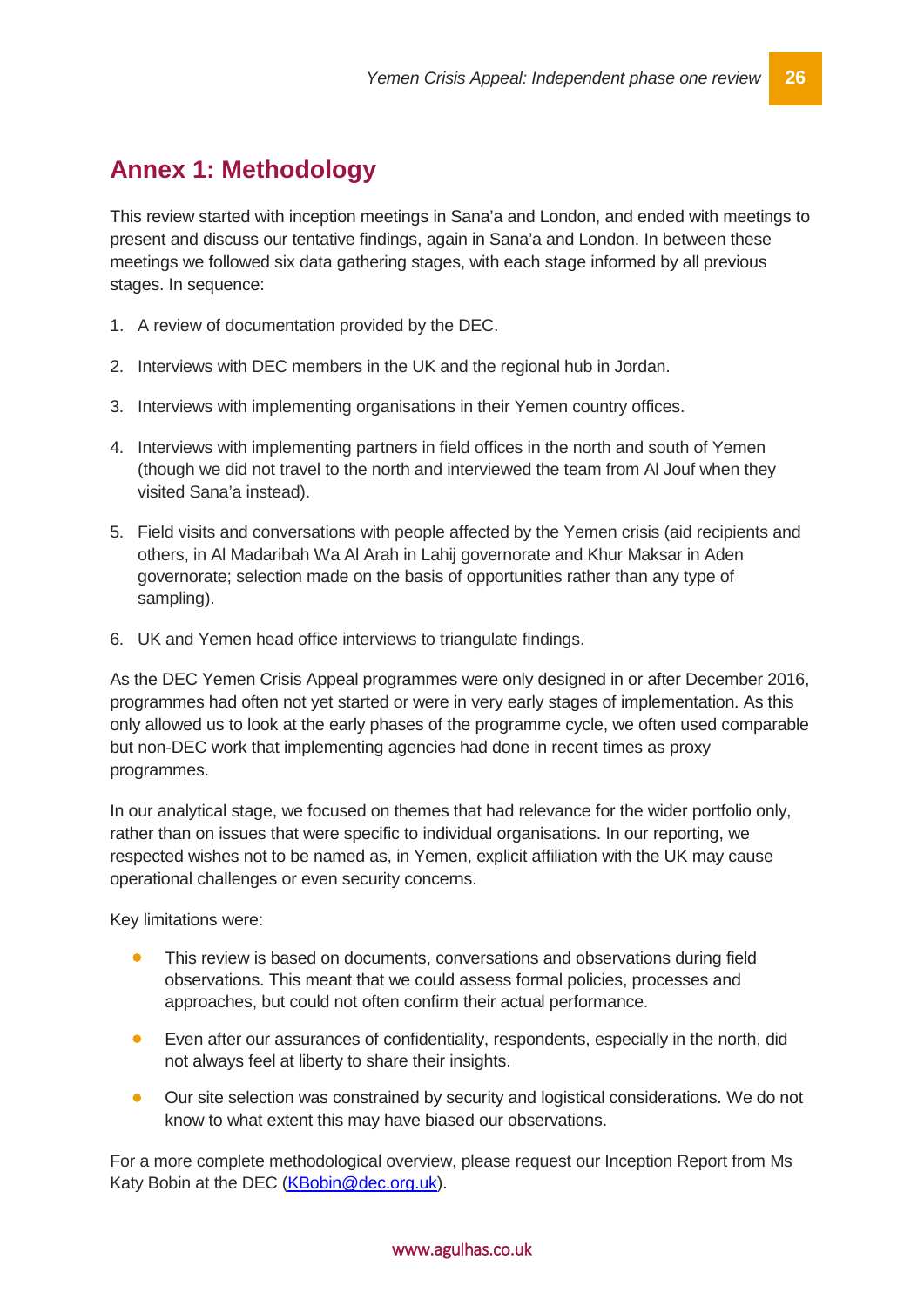## Annex 1: Methodology

This review started with inception meetings in Sana'a and London, and ended with meetings to present and discuss our tentative findings, again in Sana'a and London. In between these meetings we followed six data gathering stages, with each stage informed by all previous stages. In sequence:

1. A review of documentation provided by the DEC.
2. Interviews with DEC members in the UK and the regional hub in Jordan.
3. Interviews with implementing organisations in their Yemen country offices.
4. Interviews with implementing partners in field offices in the north and south of Yemen (though we did not travel to the north and interviewed the team from Al Jouf when they visited Sana'a instead).
5. Field visits and conversations with people affected by the Yemen crisis (aid recipients and others, in Al Madaribah Wa Al Arah in Lahij governorate and Khur Maksar in Aden governorate; selection made on the basis of opportunities rather than any type of sampling).
6. UK and Yemen head office interviews to triangulate findings.

As the DEC Yemen Crisis Appeal programmes were only designed in or after December 2016, programmes had often not yet started or were in very early stages of implementation. As this only allowed us to look at the early phases of the programme cycle, we often used comparable but non-DEC work that implementing agencies had done in recent times as proxy programmes.

In our analytical stage, we focused on themes that had relevance for the wider portfolio only, rather than on issues that were specific to individual organisations. In our reporting, we respected wishes not to be named as, in Yemen, explicit affiliation with the UK may cause operational challenges or even security concerns.

Key limitations were:

- This review is based on documents, conversations and observations during field observations. This meant that we could assess formal policies, processes and approaches, but could not often confirm their actual performance.
- Even after our assurances of confidentiality, respondents, especially in the north, did not always feel at liberty to share their insights.
- Our site selection was constrained by security and logistical considerations. We do not know to what extent this may have biased our observations.

For a more complete methodological overview, please request our Inception Report from Ms Katy Bobin at the DEC ([KBobin@dec.org.uk](mailto:KBobin@dec.org.uk)).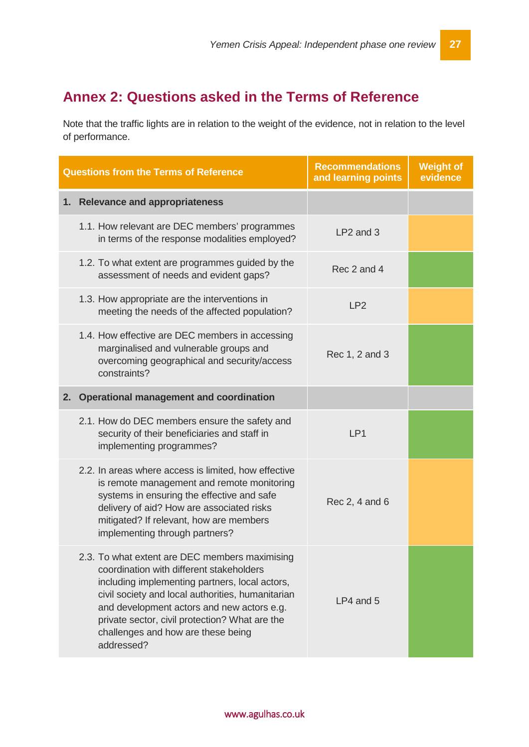## Annex 2: Questions asked in the Terms of Reference

Note that the traffic lights are in relation to the weight of the evidence, not in relation to the level of performance.

| Questions from the Terms of Reference | Recommendations and learning points | Weight of evidence |
|---|---|---|
| **1. Relevance and appropriateness** | | |
| 1.1. How relevant are DEC members' programmes in terms of the response modalities employed? | LP2 and 3 | |
| 1.2. To what extent are programmes guided by the assessment of needs and evident gaps? | Rec 2 and 4 | |
| 1.3. How appropriate are the interventions in meeting the needs of the affected population? | LP2 | |
| 1.4. How effective are DEC members in accessing marginalised and vulnerable groups and overcoming geographical and security/access constraints? | Rec 1, 2 and 3 | |
| **2. Operational management and coordination** | | |
| 2.1. How do DEC members ensure the safety and security of their beneficiaries and staff in implementing programmes? | LP1 | |
| 2.2. In areas where access is limited, how effective is remote management and remote monitoring systems in ensuring the effective and safe delivery of aid? How are associated risks mitigated? If relevant, how are members implementing through partners? | Rec 2, 4 and 6 | |
| 2.3. To what extent are DEC members maximising coordination with different stakeholders including implementing partners, local actors, civil society and local authorities, humanitarian and development actors and new actors e.g. private sector, civil protection? What are the challenges and how are these being addressed? | LP4 and 5 | |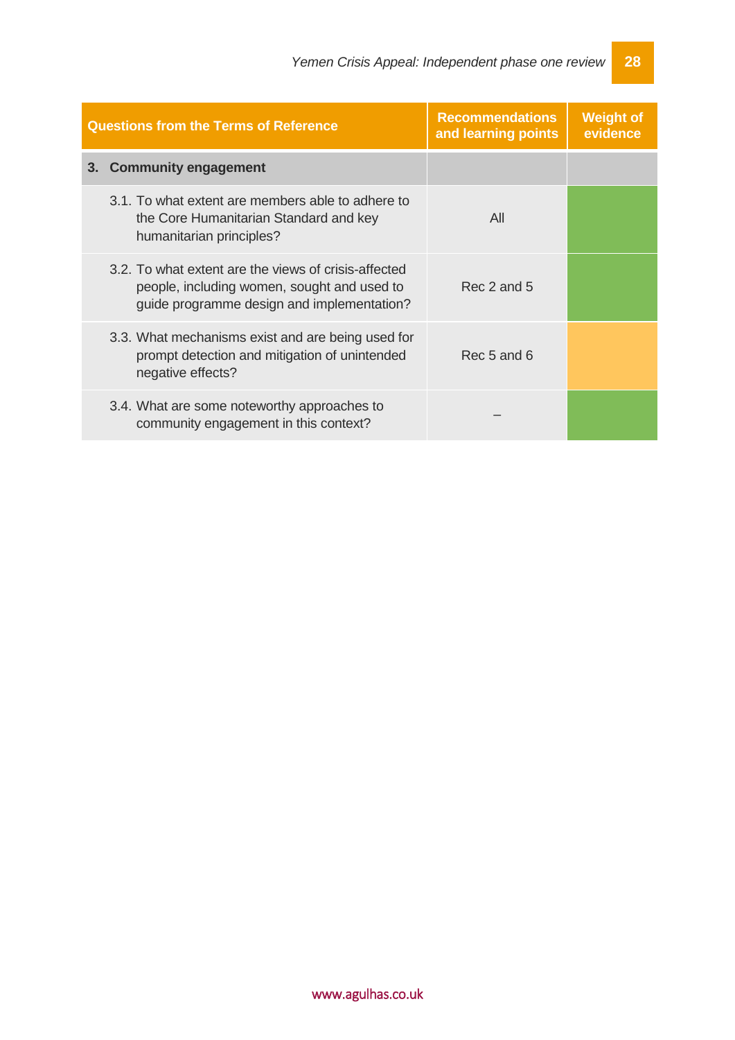| Questions from the Terms of Reference | Recommendations and learning points | Weight of evidence |
|---|---|---|
| **3. Community engagement** | | |
| 3.1. To what extent are members able to adhere to the Core Humanitarian Standard and key humanitarian principles? | All | |
| 3.2. To what extent are the views of crisis-affected people, including women, sought and used to guide programme design and implementation? | Rec 2 and 5 | |
| 3.3. What mechanisms exist and are being used for prompt detection and mitigation of unintended negative effects? | Rec 5 and 6 | |
| 3.4. What are some noteworthy approaches to community engagement in this context? | – | |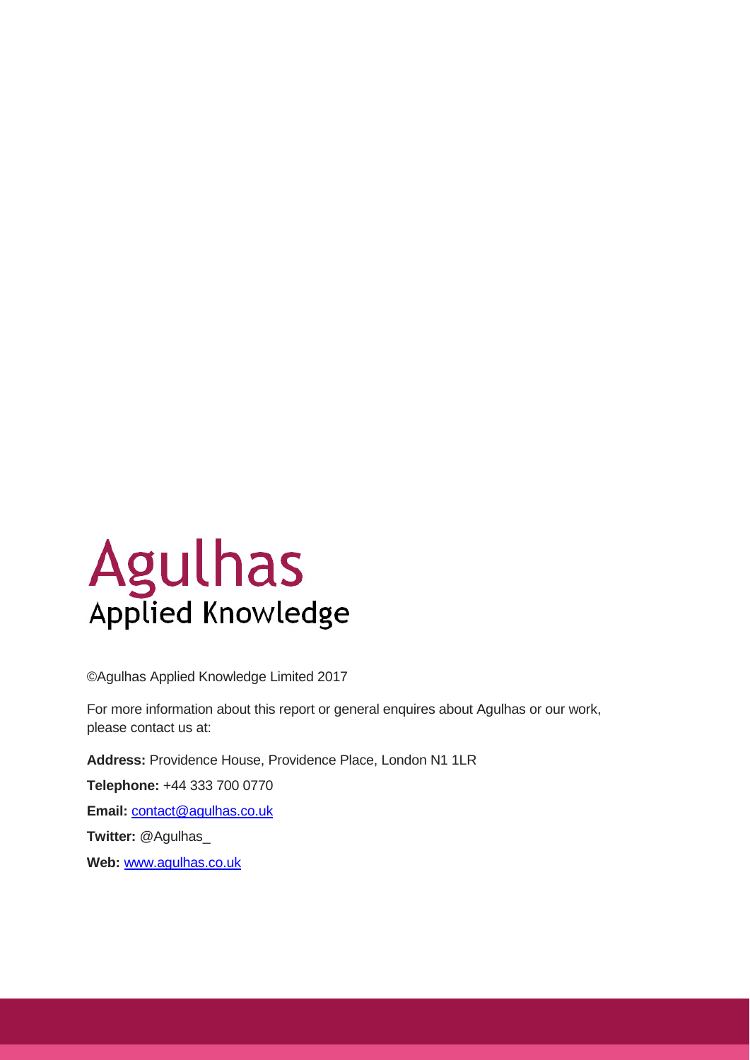Agulhas
Applied Knowledge

©Agulhas Applied Knowledge Limited 2017

For more information about this report or general enquires about Agulhas or our work, please contact us at:

**Address:** Providence House, Providence Place, London N1 1LR

**Telephone:** +44 333 700 0770

**Email:** contact@agulhas.co.uk

**Twitter:** @Agulhas_

**Web:** www.agulhas.co.uk